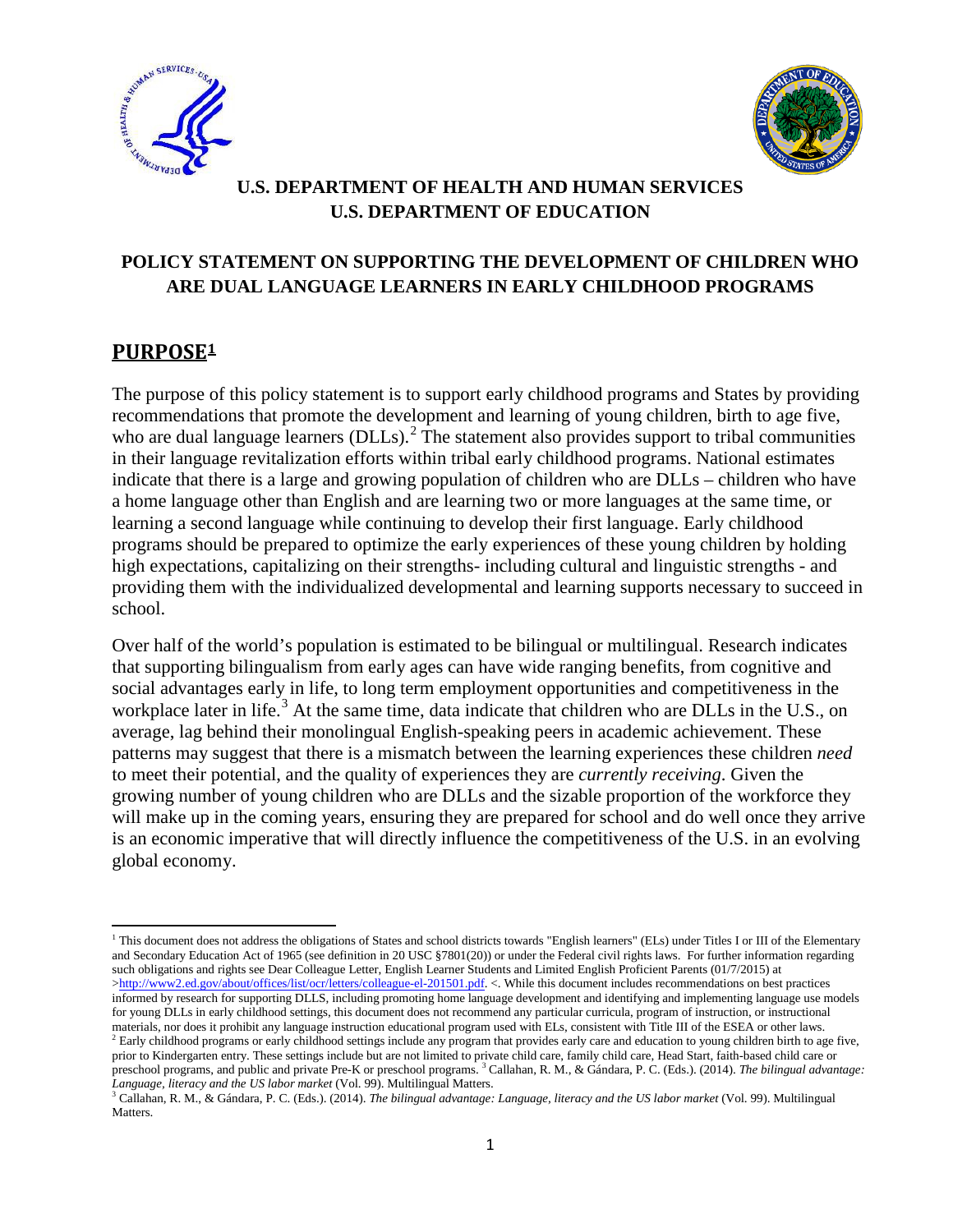**U.S. DEPARTMENT OF HEALTH AND HUMAN SERVICES**
**U.S. DEPARTMENT OF EDUCATION**

# POLICY STATEMENT ON SUPPORTING THE DEVELOPMENT OF CHILDREN WHO ARE DUAL LANGUAGE LEARNERS IN EARLY CHILDHOOD PROGRAMS

## PURPOSE[1]

The purpose of this policy statement is to support early childhood programs and States by providing recommendations that promote the development and learning of young children, birth to age five, who are dual language learners (DLLs).[2] The statement also provides support to tribal communities in their language revitalization efforts within tribal early childhood programs. National estimates indicate that there is a large and growing population of children who are DLLs – children who have a home language other than English and are learning two or more languages at the same time, or learning a second language while continuing to develop their first language. Early childhood programs should be prepared to optimize the early experiences of these young children by holding high expectations, capitalizing on their strengths- including cultural and linguistic strengths - and providing them with the individualized developmental and learning supports necessary to succeed in school.

Over half of the world's population is estimated to be bilingual or multilingual. Research indicates that supporting bilingualism from early ages can have wide ranging benefits, from cognitive and social advantages early in life, to long term employment opportunities and competitiveness in the workplace later in life.[3] At the same time, data indicate that children who are DLLs in the U.S., on average, lag behind their monolingual English-speaking peers in academic achievement. These patterns may suggest that there is a mismatch between the learning experiences these children *need* to meet their potential, and the quality of experiences they are *currently receiving*. Given the growing number of young children who are DLLs and the sizable proportion of the workforce they will make up in the coming years, ensuring they are prepared for school and do well once they arrive is an economic imperative that will directly influence the competitiveness of the U.S. in an evolving global economy.

---

[1] This document does not address the obligations of States and school districts towards "English learners" (ELs) under Titles I or III of the Elementary and Secondary Education Act of 1965 (see definition in 20 USC §7801(20)) or under the Federal civil rights laws. For further information regarding such obligations and rights see Dear Colleague Letter, English Learner Students and Limited English Proficient Parents (01/7/2015) at >http://www2.ed.gov/about/offices/list/ocr/letters/colleague-el-201501.pdf. <. While this document includes recommendations on best practices informed by research for supporting DLLS, including promoting home language development and identifying and implementing language use models for young DLLs in early childhood settings, this document does not recommend any particular curricula, program of instruction, or instructional materials, nor does it prohibit any language instruction educational program used with ELs, consistent with Title III of the ESEA or other laws.

[2] Early childhood programs or early childhood settings include any program that provides early care and education to young children birth to age five, prior to Kindergarten entry. These settings include but are not limited to private child care, family child care, Head Start, faith-based child care or preschool programs, and public and private Pre-K or preschool programs. [3] Callahan, R. M., & Gándara, P. C. (Eds.). (2014). *The bilingual advantage: Language, literacy and the US labor market* (Vol. 99). Multilingual Matters.

[3] Callahan, R. M., & Gándara, P. C. (Eds.). (2014). *The bilingual advantage: Language, literacy and the US labor market* (Vol. 99). Multilingual Matters.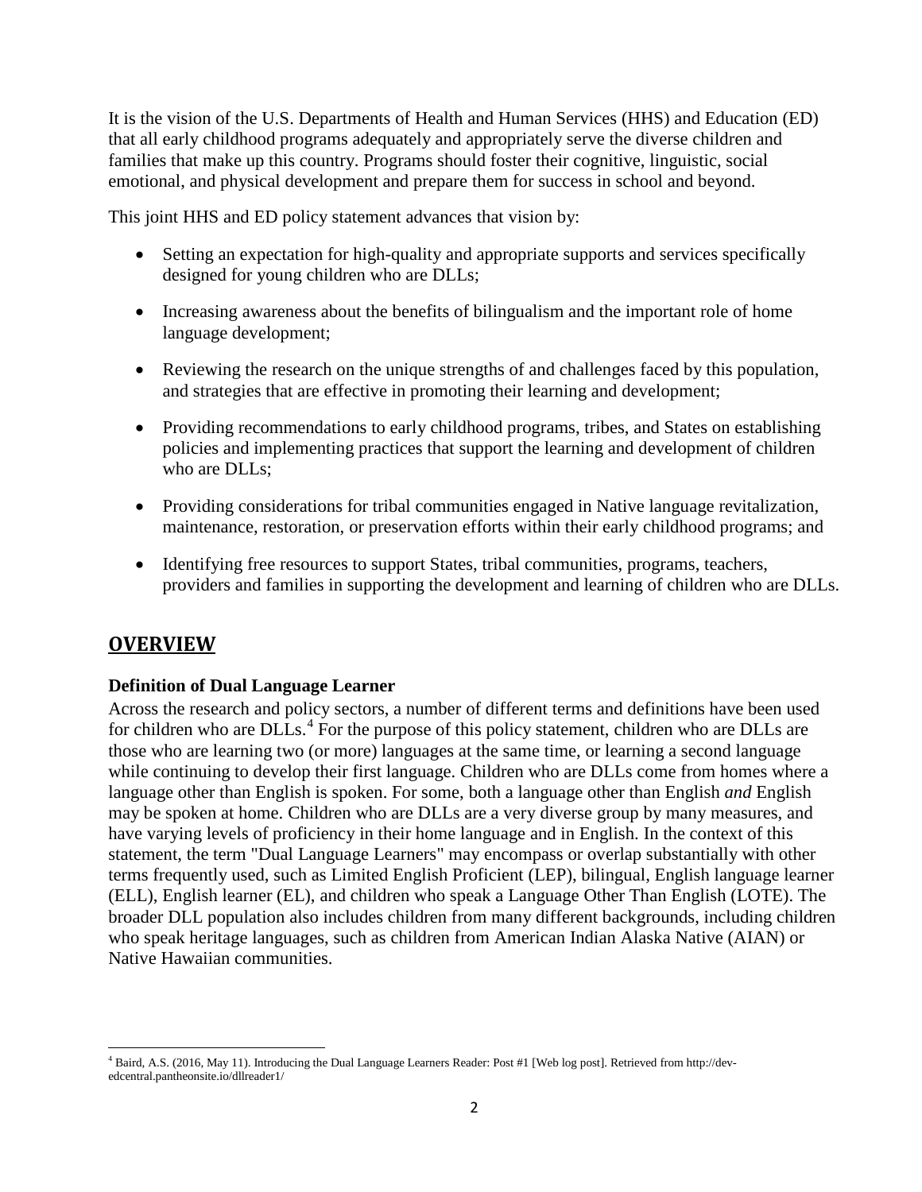It is the vision of the U.S. Departments of Health and Human Services (HHS) and Education (ED) that all early childhood programs adequately and appropriately serve the diverse children and families that make up this country. Programs should foster their cognitive, linguistic, social emotional, and physical development and prepare them for success in school and beyond.

This joint HHS and ED policy statement advances that vision by:

- Setting an expectation for high-quality and appropriate supports and services specifically designed for young children who are DLLs;
- Increasing awareness about the benefits of bilingualism and the important role of home language development;
- Reviewing the research on the unique strengths of and challenges faced by this population, and strategies that are effective in promoting their learning and development;
- Providing recommendations to early childhood programs, tribes, and States on establishing policies and implementing practices that support the learning and development of children who are DLLs;
- Providing considerations for tribal communities engaged in Native language revitalization, maintenance, restoration, or preservation efforts within their early childhood programs; and
- Identifying free resources to support States, tribal communities, programs, teachers, providers and families in supporting the development and learning of children who are DLLs.

## OVERVIEW

### Definition of Dual Language Learner

Across the research and policy sectors, a number of different terms and definitions have been used for children who are DLLs.[4] For the purpose of this policy statement, children who are DLLs are those who are learning two (or more) languages at the same time, or learning a second language while continuing to develop their first language. Children who are DLLs come from homes where a language other than English is spoken. For some, both a language other than English *and* English may be spoken at home. Children who are DLLs are a very diverse group by many measures, and have varying levels of proficiency in their home language and in English. In the context of this statement, the term "Dual Language Learners" may encompass or overlap substantially with other terms frequently used, such as Limited English Proficient (LEP), bilingual, English language learner (ELL), English learner (EL), and children who speak a Language Other Than English (LOTE). The broader DLL population also includes children from many different backgrounds, including children who speak heritage languages, such as children from American Indian Alaska Native (AIAN) or Native Hawaiian communities.

[4] Baird, A.S. (2016, May 11). Introducing the Dual Language Learners Reader: Post #1 [Web log post]. Retrieved from http://dev-edcentral.pantheonsite.io/dllreader1/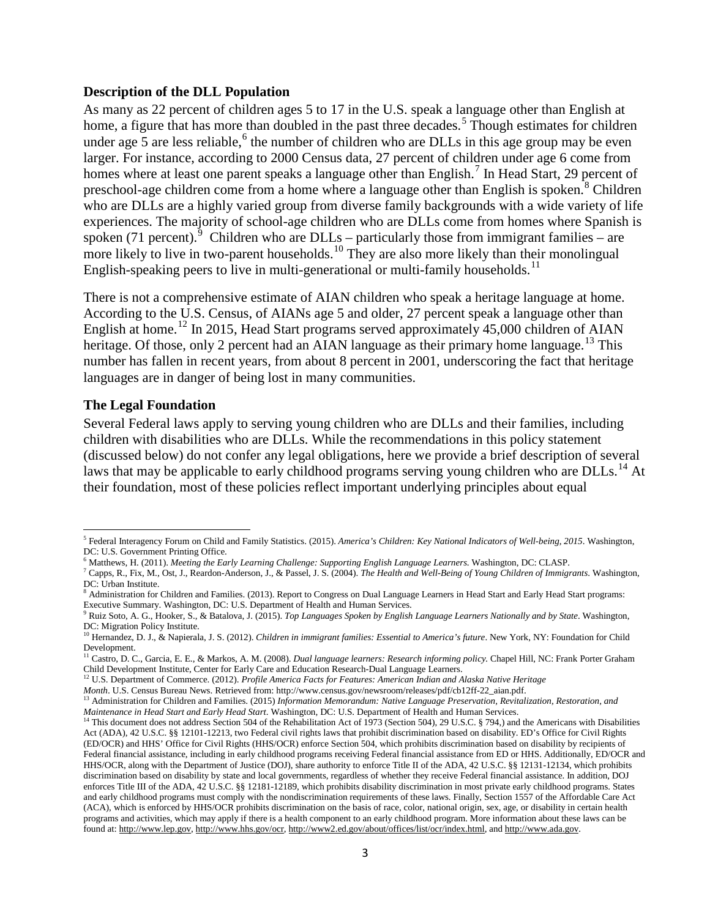## Description of the DLL Population

As many as 22 percent of children ages 5 to 17 in the U.S. speak a language other than English at home, a figure that has more than doubled in the past three decades.[5] Though estimates for children under age 5 are less reliable,[6] the number of children who are DLLs in this age group may be even larger. For instance, according to 2000 Census data, 27 percent of children under age 6 come from homes where at least one parent speaks a language other than English.[7] In Head Start, 29 percent of preschool-age children come from a home where a language other than English is spoken.[8] Children who are DLLs are a highly varied group from diverse family backgrounds with a wide variety of life experiences. The majority of school-age children who are DLLs come from homes where Spanish is spoken (71 percent).[9] Children who are DLLs – particularly those from immigrant families – are more likely to live in two-parent households.[10] They are also more likely than their monolingual English-speaking peers to live in multi-generational or multi-family households.[11]

There is not a comprehensive estimate of AIAN children who speak a heritage language at home. According to the U.S. Census, of AIANs age 5 and older, 27 percent speak a language other than English at home.[12] In 2015, Head Start programs served approximately 45,000 children of AIAN heritage. Of those, only 2 percent had an AIAN language as their primary home language.[13] This number has fallen in recent years, from about 8 percent in 2001, underscoring the fact that heritage languages are in danger of being lost in many communities.

## The Legal Foundation

Several Federal laws apply to serving young children who are DLLs and their families, including children with disabilities who are DLLs. While the recommendations in this policy statement (discussed below) do not confer any legal obligations, here we provide a brief description of several laws that may be applicable to early childhood programs serving young children who are DLLs.[14] At their foundation, most of these policies reflect important underlying principles about equal

---

[5] Federal Interagency Forum on Child and Family Statistics. (2015). *America's Children: Key National Indicators of Well-being, 2015*. Washington, DC: U.S. Government Printing Office.

[6] Matthews, H. (2011). *Meeting the Early Learning Challenge: Supporting English Language Learners.* Washington, DC: CLASP.

[7] Capps, R., Fix, M., Ost, J., Reardon-Anderson, J., & Passel, J. S. (2004). *The Health and Well-Being of Young Children of Immigrants*. Washington, DC: Urban Institute.

[8] Administration for Children and Families. (2013). Report to Congress on Dual Language Learners in Head Start and Early Head Start programs: Executive Summary. Washington, DC: U.S. Department of Health and Human Services.

[9] Ruiz Soto, A. G., Hooker, S., & Batalova, J. (2015). *Top Languages Spoken by English Language Learners Nationally and by State*. Washington, DC: Migration Policy Institute.

[10] Hernandez, D. J., & Napierala, J. S. (2012). *Children in immigrant families: Essential to America's future*. New York, NY: Foundation for Child Development.

[11] Castro, D. C., Garcia, E. E., & Markos, A. M. (2008). *Dual language learners: Research informing policy.* Chapel Hill, NC: Frank Porter Graham Child Development Institute, Center for Early Care and Education Research-Dual Language Learners.

[12] U.S. Department of Commerce. (2012). *Profile America Facts for Features: American Indian and Alaska Native Heritage Month*. U.S. Census Bureau News. Retrieved from: http://www.census.gov/newsroom/releases/pdf/cb12ff-22_aian.pdf.

[13] Administration for Children and Families. (2015) *Information Memorandum: Native Language Preservation, Revitalization, Restoration, and Maintenance in Head Start and Early Head Start*. Washington, DC: U.S. Department of Health and Human Services.

[14] This document does not address Section 504 of the Rehabilitation Act of 1973 (Section 504), 29 U.S.C. § 794,) and the Americans with Disabilities Act (ADA), 42 U.S.C. §§ 12101-12213, two Federal civil rights laws that prohibit discrimination based on disability. ED's Office for Civil Rights (ED/OCR) and HHS' Office for Civil Rights (HHS/OCR) enforce Section 504, which prohibits discrimination based on disability by recipients of Federal financial assistance, including in early childhood programs receiving Federal financial assistance from ED or HHS. Additionally, ED/OCR and HHS/OCR, along with the Department of Justice (DOJ), share authority to enforce Title II of the ADA, 42 U.S.C. §§ 12131-12134, which prohibits discrimination based on disability by state and local governments, regardless of whether they receive Federal financial assistance. In addition, DOJ enforces Title III of the ADA, 42 U.S.C. §§ 12181-12189, which prohibits disability discrimination in most private early childhood programs. States and early childhood programs must comply with the nondiscrimination requirements of these laws. Finally, Section 1557 of the Affordable Care Act (ACA), which is enforced by HHS/OCR prohibits discrimination on the basis of race, color, national origin, sex, age, or disability in certain health programs and activities, which may apply if there is a health component to an early childhood program. More information about these laws can be found at: http://www.lep.gov, http://www.hhs.gov/ocr, http://www2.ed.gov/about/offices/list/ocr/index.html, and http://www.ada.gov.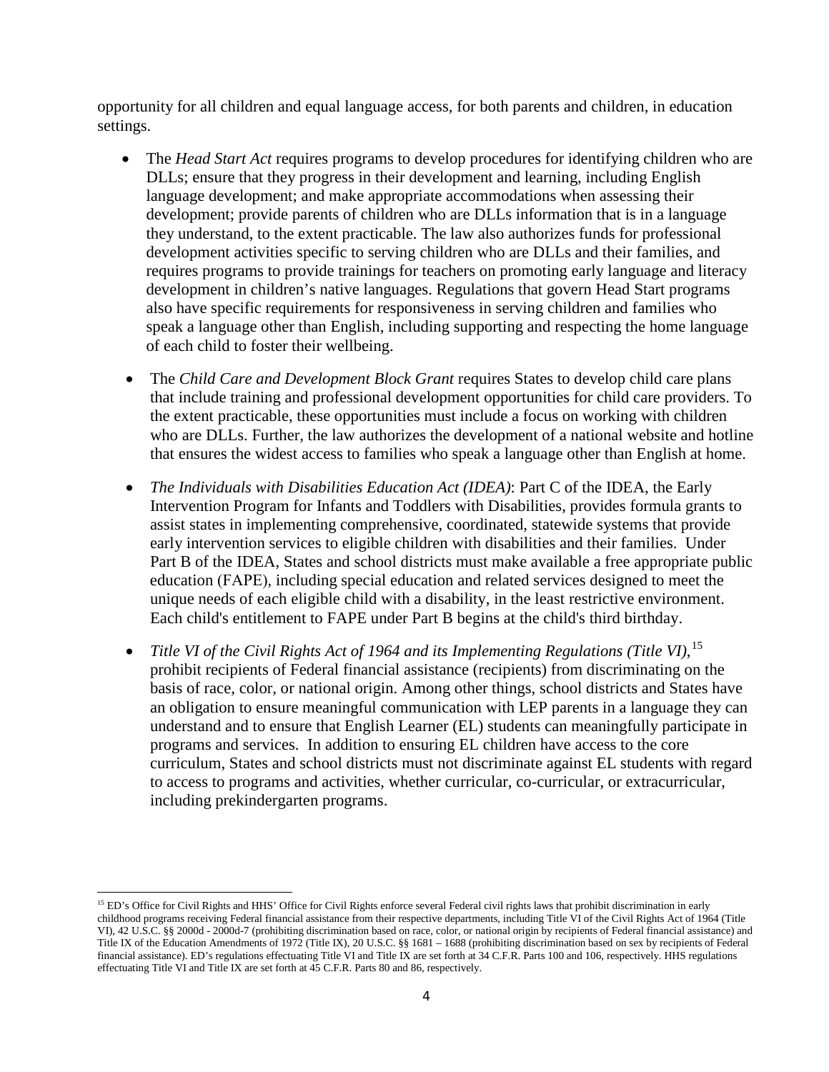opportunity for all children and equal language access, for both parents and children, in education settings.

- The *Head Start Act* requires programs to develop procedures for identifying children who are DLLs; ensure that they progress in their development and learning, including English language development; and make appropriate accommodations when assessing their development; provide parents of children who are DLLs information that is in a language they understand, to the extent practicable. The law also authorizes funds for professional development activities specific to serving children who are DLLs and their families, and requires programs to provide trainings for teachers on promoting early language and literacy development in children's native languages. Regulations that govern Head Start programs also have specific requirements for responsiveness in serving children and families who speak a language other than English, including supporting and respecting the home language of each child to foster their wellbeing.
- The *Child Care and Development Block Grant* requires States to develop child care plans that include training and professional development opportunities for child care providers. To the extent practicable, these opportunities must include a focus on working with children who are DLLs. Further, the law authorizes the development of a national website and hotline that ensures the widest access to families who speak a language other than English at home.
- *The Individuals with Disabilities Education Act (IDEA)*: Part C of the IDEA, the Early Intervention Program for Infants and Toddlers with Disabilities, provides formula grants to assist states in implementing comprehensive, coordinated, statewide systems that provide early intervention services to eligible children with disabilities and their families. Under Part B of the IDEA, States and school districts must make available a free appropriate public education (FAPE), including special education and related services designed to meet the unique needs of each eligible child with a disability, in the least restrictive environment. Each child's entitlement to FAPE under Part B begins at the child's third birthday.
- *Title VI of the Civil Rights Act of 1964 and its Implementing Regulations (Title VI)*,[15] prohibit recipients of Federal financial assistance (recipients) from discriminating on the basis of race, color, or national origin. Among other things, school districts and States have an obligation to ensure meaningful communication with LEP parents in a language they can understand and to ensure that English Learner (EL) students can meaningfully participate in programs and services. In addition to ensuring EL children have access to the core curriculum, States and school districts must not discriminate against EL students with regard to access to programs and activities, whether curricular, co-curricular, or extracurricular, including prekindergarten programs.

[15] ED's Office for Civil Rights and HHS' Office for Civil Rights enforce several Federal civil rights laws that prohibit discrimination in early childhood programs receiving Federal financial assistance from their respective departments, including Title VI of the Civil Rights Act of 1964 (Title VI), 42 U.S.C. §§ 2000d - 2000d-7 (prohibiting discrimination based on race, color, or national origin by recipients of Federal financial assistance) and Title IX of the Education Amendments of 1972 (Title IX), 20 U.S.C. §§ 1681 – 1688 (prohibiting discrimination based on sex by recipients of Federal financial assistance). ED's regulations effectuating Title VI and Title IX are set forth at 34 C.F.R. Parts 100 and 106, respectively. HHS regulations effectuating Title VI and Title IX are set forth at 45 C.F.R. Parts 80 and 86, respectively.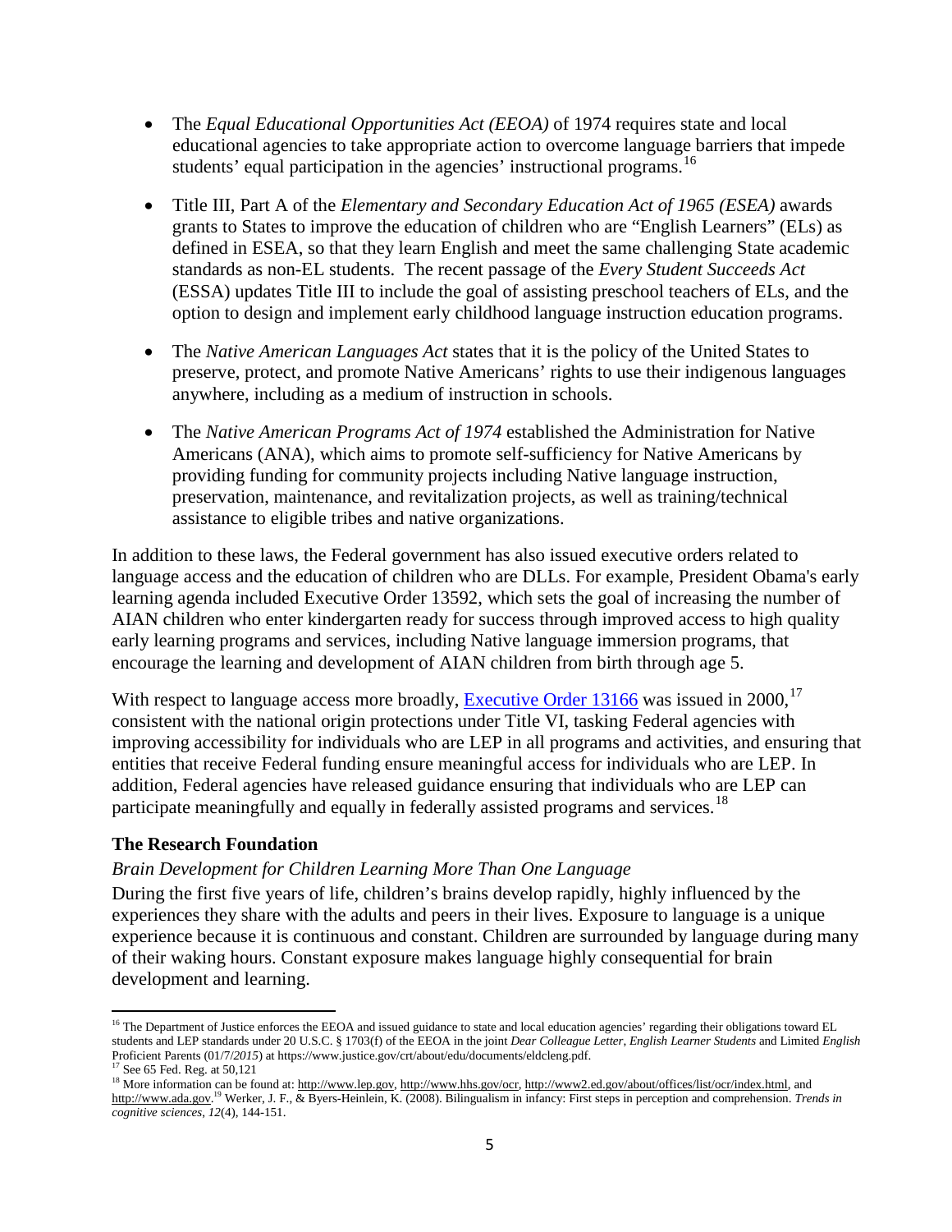- The *Equal Educational Opportunities Act (EEOA)* of 1974 requires state and local educational agencies to take appropriate action to overcome language barriers that impede students' equal participation in the agencies' instructional programs.[16]

- Title III, Part A of the *Elementary and Secondary Education Act of 1965 (ESEA)* awards grants to States to improve the education of children who are "English Learners" (ELs) as defined in ESEA, so that they learn English and meet the same challenging State academic standards as non-EL students. The recent passage of the *Every Student Succeeds Act* (ESSA) updates Title III to include the goal of assisting preschool teachers of ELs, and the option to design and implement early childhood language instruction education programs.

- The *Native American Languages Act* states that it is the policy of the United States to preserve, protect, and promote Native Americans' rights to use their indigenous languages anywhere, including as a medium of instruction in schools.

- The *Native American Programs Act of 1974* established the Administration for Native Americans (ANA), which aims to promote self-sufficiency for Native Americans by providing funding for community projects including Native language instruction, preservation, maintenance, and revitalization projects, as well as training/technical assistance to eligible tribes and native organizations.

In addition to these laws, the Federal government has also issued executive orders related to language access and the education of children who are DLLs. For example, President Obama's early learning agenda included Executive Order 13592, which sets the goal of increasing the number of AIAN children who enter kindergarten ready for success through improved access to high quality early learning programs and services, including Native language immersion programs, that encourage the learning and development of AIAN children from birth through age 5.

With respect to language access more broadly, Executive Order 13166 was issued in 2000,[17] consistent with the national origin protections under Title VI, tasking Federal agencies with improving accessibility for individuals who are LEP in all programs and activities, and ensuring that entities that receive Federal funding ensure meaningful access for individuals who are LEP. In addition, Federal agencies have released guidance ensuring that individuals who are LEP can participate meaningfully and equally in federally assisted programs and services.[18]

### The Research Foundation

#### *Brain Development for Children Learning More Than One Language*

During the first five years of life, children's brains develop rapidly, highly influenced by the experiences they share with the adults and peers in their lives. Exposure to language is a unique experience because it is continuous and constant. Children are surrounded by language during many of their waking hours. Constant exposure makes language highly consequential for brain development and learning.

---

[16] The Department of Justice enforces the EEOA and issued guidance to state and local education agencies' regarding their obligations toward EL students and LEP standards under 20 U.S.C. § 1703(f) of the EEOA in the joint *Dear Colleague Letter, English Learner Students* and Limited *English* Proficient Parents (01/7/*2015*) at https://www.justice.gov/crt/about/edu/documents/eldcleng.pdf.

[17] See 65 Fed. Reg. at 50,121

[18] More information can be found at: http://www.lep.gov, http://www.hhs.gov/ocr, http://www2.ed.gov/about/offices/list/ocr/index.html, and http://www.ada.gov.[19] Werker, J. F., & Byers-Heinlein, K. (2008). Bilingualism in infancy: First steps in perception and comprehension. *Trends in cognitive sciences*, *12*(4), 144-151.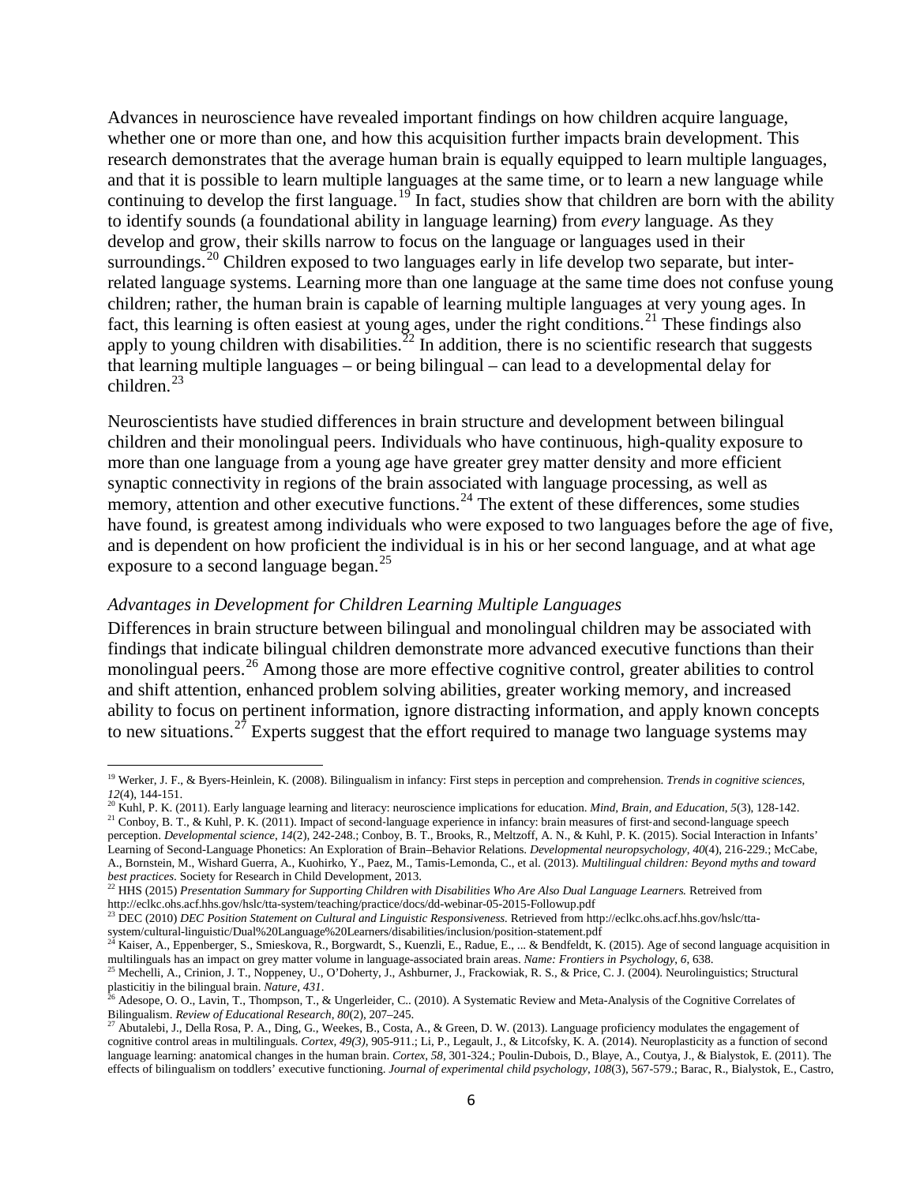Advances in neuroscience have revealed important findings on how children acquire language, whether one or more than one, and how this acquisition further impacts brain development. This research demonstrates that the average human brain is equally equipped to learn multiple languages, and that it is possible to learn multiple languages at the same time, or to learn a new language while continuing to develop the first language.[19] In fact, studies show that children are born with the ability to identify sounds (a foundational ability in language learning) from *every* language. As they develop and grow, their skills narrow to focus on the language or languages used in their surroundings.[20] Children exposed to two languages early in life develop two separate, but inter-related language systems. Learning more than one language at the same time does not confuse young children; rather, the human brain is capable of learning multiple languages at very young ages. In fact, this learning is often easiest at young ages, under the right conditions.[21] These findings also apply to young children with disabilities.[22] In addition, there is no scientific research that suggests that learning multiple languages – or being bilingual – can lead to a developmental delay for children.[23]

Neuroscientists have studied differences in brain structure and development between bilingual children and their monolingual peers. Individuals who have continuous, high-quality exposure to more than one language from a young age have greater grey matter density and more efficient synaptic connectivity in regions of the brain associated with language processing, as well as memory, attention and other executive functions.[24] The extent of these differences, some studies have found, is greatest among individuals who were exposed to two languages before the age of five, and is dependent on how proficient the individual is in his or her second language, and at what age exposure to a second language began.[25]

*Advantages in Development for Children Learning Multiple Languages*

Differences in brain structure between bilingual and monolingual children may be associated with findings that indicate bilingual children demonstrate more advanced executive functions than their monolingual peers.[26] Among those are more effective cognitive control, greater abilities to control and shift attention, enhanced problem solving abilities, greater working memory, and increased ability to focus on pertinent information, ignore distracting information, and apply known concepts to new situations.[27] Experts suggest that the effort required to manage two language systems may

---

[19] Werker, J. F., & Byers-Heinlein, K. (2008). Bilingualism in infancy: First steps in perception and comprehension. *Trends in cognitive sciences*, *12*(4), 144-151.

[20] Kuhl, P. K. (2011). Early language learning and literacy: neuroscience implications for education. *Mind, Brain, and Education*, *5*(3), 128-142.

[21] Conboy, B. T., & Kuhl, P. K. (2011). Impact of second-language experience in infancy: brain measures of first-and second-language speech perception. *Developmental science*, *14*(2), 242-248.; Conboy, B. T., Brooks, R., Meltzoff, A. N., & Kuhl, P. K. (2015). Social Interaction in Infants' Learning of Second-Language Phonetics: An Exploration of Brain–Behavior Relations. *Developmental neuropsychology*, *40*(4), 216-229.; McCabe, A., Bornstein, M., Wishard Guerra, A., Kuohirko, Y., Paez, M., Tamis-Lemonda, C., et al. (2013). *Multilingual children: Beyond myths and toward best practices*. Society for Research in Child Development, 2013.

[22] HHS (2015) *Presentation Summary for Supporting Children with Disabilities Who Are Also Dual Language Learners.* Retreived from http://eclkc.ohs.acf.hhs.gov/hslc/tta-system/teaching/practice/docs/dd-webinar-05-2015-Followup.pdf

[23] DEC (2010) *DEC Position Statement on Cultural and Linguistic Responsiveness*. Retrieved from http://eclkc.ohs.acf.hhs.gov/hslc/tta-system/cultural-linguistic/Dual%20Language%20Learners/disabilities/inclusion/position-statement.pdf

[24] Kaiser, A., Eppenberger, S., Smieskova, R., Borgwardt, S., Kuenzli, E., Radue, E., ... & Bendfeldt, K. (2015). Age of second language acquisition in multilinguals has an impact on grey matter volume in language-associated brain areas. *Name: Frontiers in Psychology*, *6*, 638.

[25] Mechelli, A., Crinion, J. T., Noppeney, U., O'Doherty, J., Ashburner, J., Frackowiak, R. S., & Price, C. J. (2004). Neurolinguistics; Structural plasticitiy in the bilingual brain. *Nature*, *431*.

[26] Adesope, O. O., Lavin, T., Thompson, T., & Ungerleider, C.. (2010). A Systematic Review and Meta-Analysis of the Cognitive Correlates of Bilingualism. *Review of Educational Research*, *80*(2), 207–245.

[27] Abutalebi, J., Della Rosa, P. A., Ding, G., Weekes, B., Costa, A., & Green, D. W. (2013). Language proficiency modulates the engagement of cognitive control areas in multilinguals. *Cortex, 49(3),* 905-911.; Li, P., Legault, J., & Litcofsky, K. A. (2014). Neuroplasticity as a function of second language learning: anatomical changes in the human brain. *Cortex*, *58*, 301-324.; Poulin-Dubois, D., Blaye, A., Coutya, J., & Bialystok, E. (2011). The effects of bilingualism on toddlers' executive functioning. *Journal of experimental child psychology*, *108*(3), 567-579.; Barac, R., Bialystok, E., Castro,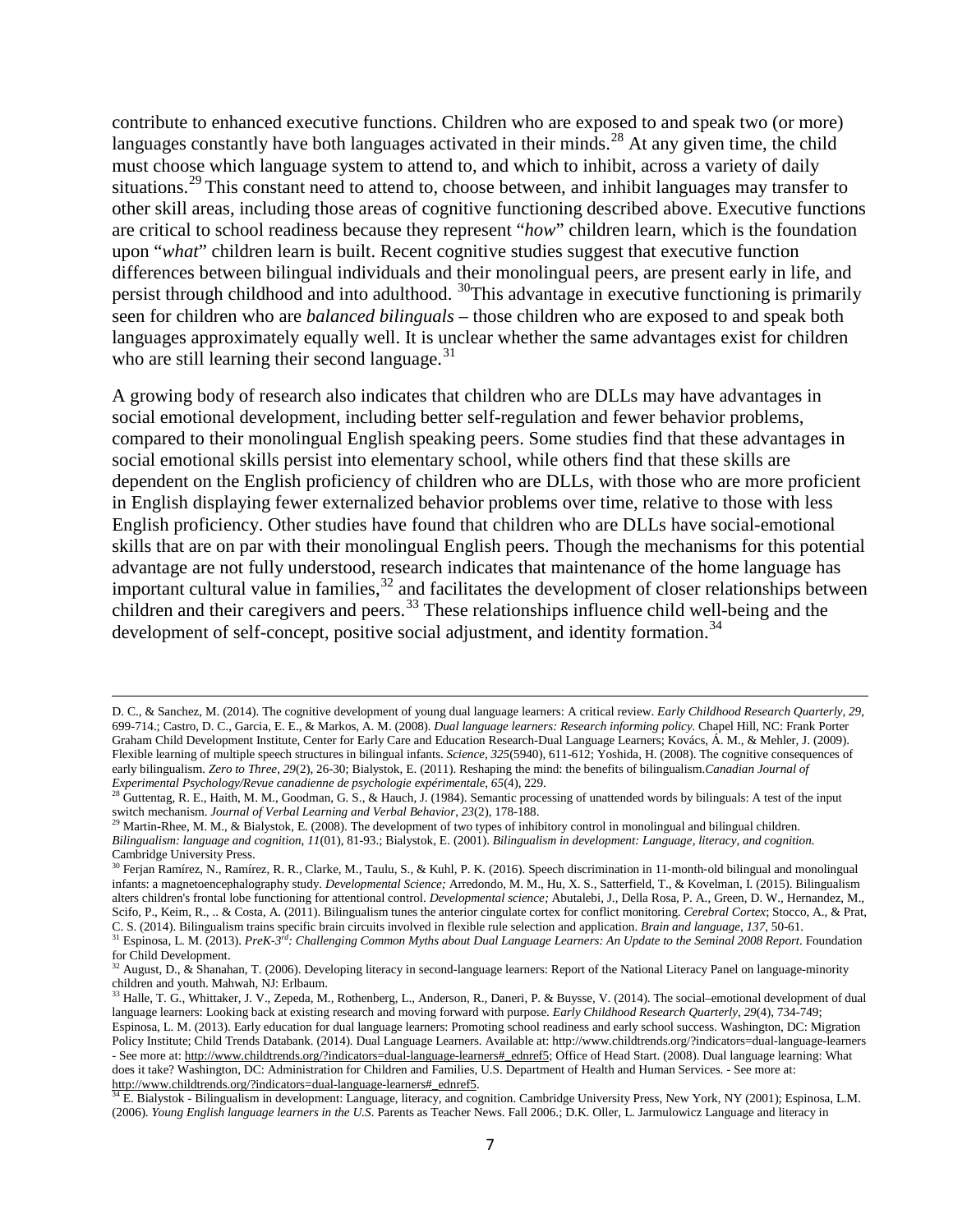contribute to enhanced executive functions. Children who are exposed to and speak two (or more) languages constantly have both languages activated in their minds.[28] At any given time, the child must choose which language system to attend to, and which to inhibit, across a variety of daily situations.[29] This constant need to attend to, choose between, and inhibit languages may transfer to other skill areas, including those areas of cognitive functioning described above. Executive functions are critical to school readiness because they represent "*how*" children learn, which is the foundation upon "*what*" children learn is built. Recent cognitive studies suggest that executive function differences between bilingual individuals and their monolingual peers, are present early in life, and persist through childhood and into adulthood. [30]This advantage in executive functioning is primarily seen for children who are *balanced bilinguals* – those children who are exposed to and speak both languages approximately equally well. It is unclear whether the same advantages exist for children who are still learning their second language.[31]

A growing body of research also indicates that children who are DLLs may have advantages in social emotional development, including better self-regulation and fewer behavior problems, compared to their monolingual English speaking peers. Some studies find that these advantages in social emotional skills persist into elementary school, while others find that these skills are dependent on the English proficiency of children who are DLLs, with those who are more proficient in English displaying fewer externalized behavior problems over time, relative to those with less English proficiency. Other studies have found that children who are DLLs have social-emotional skills that are on par with their monolingual English peers. Though the mechanisms for this potential advantage are not fully understood, research indicates that maintenance of the home language has important cultural value in families,[32] and facilitates the development of closer relationships between children and their caregivers and peers.[33] These relationships influence child well-being and the development of self-concept, positive social adjustment, and identity formation.[34]

---

D. C., & Sanchez, M. (2014). The cognitive development of young dual language learners: A critical review. *Early Childhood Research Quarterly, 29*, 699-714.; Castro, D. C., Garcia, E. E., & Markos, A. M. (2008). *Dual language learners: Research informing policy*. Chapel Hill, NC: Frank Porter Graham Child Development Institute, Center for Early Care and Education Research-Dual Language Learners; Kovács, Á. M., & Mehler, J. (2009). Flexible learning of multiple speech structures in bilingual infants. *Science*, *325*(5940), 611-612; Yoshida, H. (2008). The cognitive consequences of early bilingualism. *Zero to Three*, *29*(2), 26-30; Bialystok, E. (2011). Reshaping the mind: the benefits of bilingualism.*Canadian Journal of Experimental Psychology/Revue canadienne de psychologie expérimentale*, *65*(4), 229.

[28] Guttentag, R. E., Haith, M. M., Goodman, G. S., & Hauch, J. (1984). Semantic processing of unattended words by bilinguals: A test of the input switch mechanism. *Journal of Verbal Learning and Verbal Behavior*, *23*(2), 178-188.

[29] Martin-Rhee, M. M., & Bialystok, E. (2008). The development of two types of inhibitory control in monolingual and bilingual children. *Bilingualism: language and cognition*, *11*(01), 81-93.; Bialystok, E. (2001). *Bilingualism in development: Language, literacy, and cognition*. Cambridge University Press.

[30] Ferjan Ramírez, N., Ramírez, R. R., Clarke, M., Taulu, S., & Kuhl, P. K. (2016). Speech discrimination in 11-month-old bilingual and monolingual infants: a magnetoencephalography study. *Developmental Science;* Arredondo, M. M., Hu, X. S., Satterfield, T., & Kovelman, I. (2015). Bilingualism alters children's frontal lobe functioning for attentional control. *Developmental science;* Abutalebi, J., Della Rosa, P. A., Green, D. W., Hernandez, M., Scifo, P., Keim, R., .. & Costa, A. (2011). Bilingualism tunes the anterior cingulate cortex for conflict monitoring. *Cerebral Cortex*; Stocco, A., & Prat, C. S. (2014). Bilingualism trains specific brain circuits involved in flexible rule selection and application. *Brain and language*, *137*, 50-61.

[31] Espinosa, L. M. (2013). *PreK-3rd: Challenging Common Myths about Dual Language Learners: An Update to the Seminal 2008 Report*. Foundation for Child Development.

[32] August, D., & Shanahan, T. (2006). Developing literacy in second-language learners: Report of the National Literacy Panel on language-minority children and youth. Mahwah, NJ: Erlbaum.

[33] Halle, T. G., Whittaker, J. V., Zepeda, M., Rothenberg, L., Anderson, R., Daneri, P. & Buysse, V. (2014). The social–emotional development of dual language learners: Looking back at existing research and moving forward with purpose. *Early Childhood Research Quarterly*, *29*(4), 734-749; Espinosa, L. M. (2013). Early education for dual language learners: Promoting school readiness and early school success. Washington, DC: Migration Policy Institute; Child Trends Databank. (2014). Dual Language Learners. Available at: http://www.childtrends.org/?indicators=dual-language-learners - See more at: http://www.childtrends.org/?indicators=dual-language-learners#_ednref5; Office of Head Start. (2008). Dual language learning: What does it take? Washington, DC: Administration for Children and Families, U.S. Department of Health and Human Services. - See more at: http://www.childtrends.org/?indicators=dual-language-learners#_ednref5.

[34] E. Bialystok - Bilingualism in development: Language, literacy, and cognition. Cambridge University Press, New York, NY (2001); Espinosa, L.M. (2006). *Young English language learners in the U.S*. Parents as Teacher News. Fall 2006.; D.K. Oller, L. Jarmulowicz Language and literacy in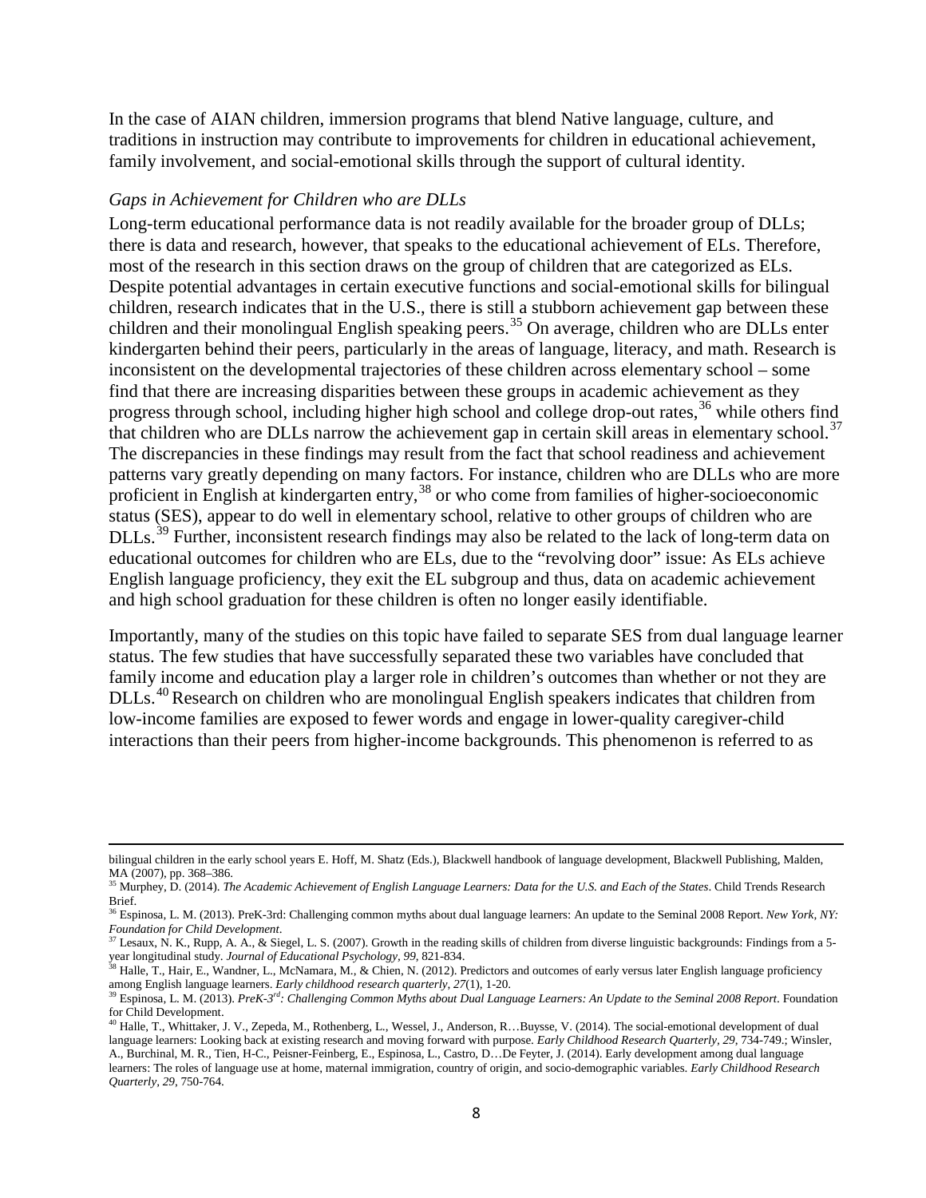In the case of AIAN children, immersion programs that blend Native language, culture, and traditions in instruction may contribute to improvements for children in educational achievement, family involvement, and social-emotional skills through the support of cultural identity.

*Gaps in Achievement for Children who are DLLs*

Long-term educational performance data is not readily available for the broader group of DLLs; there is data and research, however, that speaks to the educational achievement of ELs. Therefore, most of the research in this section draws on the group of children that are categorized as ELs. Despite potential advantages in certain executive functions and social-emotional skills for bilingual children, research indicates that in the U.S., there is still a stubborn achievement gap between these children and their monolingual English speaking peers.[35] On average, children who are DLLs enter kindergarten behind their peers, particularly in the areas of language, literacy, and math. Research is inconsistent on the developmental trajectories of these children across elementary school – some find that there are increasing disparities between these groups in academic achievement as they progress through school, including higher high school and college drop-out rates,[36] while others find that children who are DLLs narrow the achievement gap in certain skill areas in elementary school.[37] The discrepancies in these findings may result from the fact that school readiness and achievement patterns vary greatly depending on many factors. For instance, children who are DLLs who are more proficient in English at kindergarten entry,[38] or who come from families of higher-socioeconomic status (SES), appear to do well in elementary school, relative to other groups of children who are DLLs.[39] Further, inconsistent research findings may also be related to the lack of long-term data on educational outcomes for children who are ELs, due to the "revolving door" issue: As ELs achieve English language proficiency, they exit the EL subgroup and thus, data on academic achievement and high school graduation for these children is often no longer easily identifiable.

Importantly, many of the studies on this topic have failed to separate SES from dual language learner status. The few studies that have successfully separated these two variables have concluded that family income and education play a larger role in children's outcomes than whether or not they are DLLs.[40] Research on children who are monolingual English speakers indicates that children from low-income families are exposed to fewer words and engage in lower-quality caregiver-child interactions than their peers from higher-income backgrounds. This phenomenon is referred to as

---

bilingual children in the early school years E. Hoff, M. Shatz (Eds.), Blackwell handbook of language development, Blackwell Publishing, Malden, MA (2007), pp. 368–386.

[35] Murphey, D. (2014). *The Academic Achievement of English Language Learners: Data for the U.S. and Each of the States*. Child Trends Research Brief.

[36] Espinosa, L. M. (2013). PreK-3rd: Challenging common myths about dual language learners: An update to the Seminal 2008 Report. *New York, NY: Foundation for Child Development*.

[37] Lesaux, N. K., Rupp, A. A., & Siegel, L. S. (2007). Growth in the reading skills of children from diverse linguistic backgrounds: Findings from a 5-year longitudinal study. *Journal of Educational Psychology, 99*, 821-834.

[38] Halle, T., Hair, E., Wandner, L., McNamara, M., & Chien, N. (2012). Predictors and outcomes of early versus later English language proficiency among English language learners. *Early childhood research quarterly, 27*(1), 1-20.

[39] Espinosa, L. M. (2013). *PreK-3rd: Challenging Common Myths about Dual Language Learners: An Update to the Seminal 2008 Report*. Foundation for Child Development.

[40] Halle, T., Whittaker, J. V., Zepeda, M., Rothenberg, L., Wessel, J., Anderson, R…Buysse, V. (2014). The social-emotional development of dual language learners: Looking back at existing research and moving forward with purpose. *Early Childhood Research Quarterly, 29*, 734-749.; Winsler, A., Burchinal, M. R., Tien, H-C., Peisner-Feinberg, E., Espinosa, L., Castro, D…De Feyter, J. (2014). Early development among dual language learners: The roles of language use at home, maternal immigration, country of origin, and socio-demographic variables. *Early Childhood Research Quarterly, 29*, 750-764.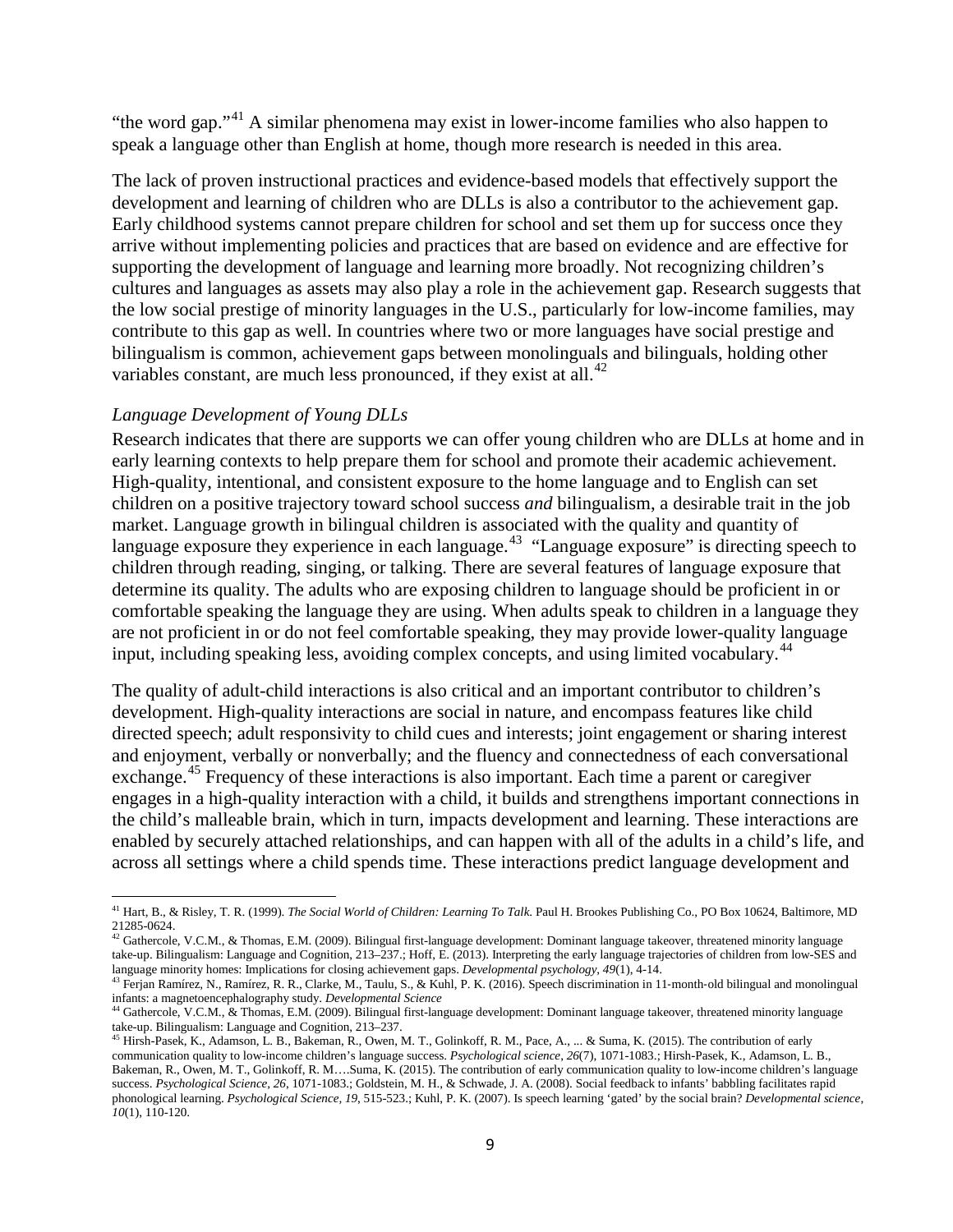"the word gap."[41] A similar phenomena may exist in lower-income families who also happen to speak a language other than English at home, though more research is needed in this area.

The lack of proven instructional practices and evidence-based models that effectively support the development and learning of children who are DLLs is also a contributor to the achievement gap. Early childhood systems cannot prepare children for school and set them up for success once they arrive without implementing policies and practices that are based on evidence and are effective for supporting the development of language and learning more broadly. Not recognizing children's cultures and languages as assets may also play a role in the achievement gap. Research suggests that the low social prestige of minority languages in the U.S., particularly for low-income families, may contribute to this gap as well. In countries where two or more languages have social prestige and bilingualism is common, achievement gaps between monolinguals and bilinguals, holding other variables constant, are much less pronounced, if they exist at all.[42]

*Language Development of Young DLLs*

Research indicates that there are supports we can offer young children who are DLLs at home and in early learning contexts to help prepare them for school and promote their academic achievement. High-quality, intentional, and consistent exposure to the home language and to English can set children on a positive trajectory toward school success *and* bilingualism, a desirable trait in the job market. Language growth in bilingual children is associated with the quality and quantity of language exposure they experience in each language.[43] "Language exposure" is directing speech to children through reading, singing, or talking. There are several features of language exposure that determine its quality. The adults who are exposing children to language should be proficient in or comfortable speaking the language they are using. When adults speak to children in a language they are not proficient in or do not feel comfortable speaking, they may provide lower-quality language input, including speaking less, avoiding complex concepts, and using limited vocabulary.[44]

The quality of adult-child interactions is also critical and an important contributor to children's development. High-quality interactions are social in nature, and encompass features like child directed speech; adult responsivity to child cues and interests; joint engagement or sharing interest and enjoyment, verbally or nonverbally; and the fluency and connectedness of each conversational exchange.[45] Frequency of these interactions is also important. Each time a parent or caregiver engages in a high-quality interaction with a child, it builds and strengthens important connections in the child's malleable brain, which in turn, impacts development and learning. These interactions are enabled by securely attached relationships, and can happen with all of the adults in a child's life, and across all settings where a child spends time. These interactions predict language development and

---

[41] Hart, B., & Risley, T. R. (1999). *The Social World of Children: Learning To Talk.* Paul H. Brookes Publishing Co., PO Box 10624, Baltimore, MD 21285-0624.

[42] Gathercole, V.C.M., & Thomas, E.M. (2009). Bilingual first-language development: Dominant language takeover, threatened minority language take-up. Bilingualism: Language and Cognition, 213–237.; Hoff, E. (2013). Interpreting the early language trajectories of children from low-SES and language minority homes: Implications for closing achievement gaps. *Developmental psychology*, *49*(1), 4-14.

[43] Ferjan Ramírez, N., Ramírez, R. R., Clarke, M., Taulu, S., & Kuhl, P. K. (2016). Speech discrimination in 11-month-old bilingual and monolingual infants: a magnetoencephalography study. *Developmental Science*

[44] Gathercole, V.C.M., & Thomas, E.M. (2009). Bilingual first-language development: Dominant language takeover, threatened minority language take-up. Bilingualism: Language and Cognition, 213–237.

[45] Hirsh-Pasek, K., Adamson, L. B., Bakeman, R., Owen, M. T., Golinkoff, R. M., Pace, A., ... & Suma, K. (2015). The contribution of early communication quality to low-income children's language success. *Psychological science*, *26*(7), 1071-1083.; Hirsh-Pasek, K., Adamson, L. B., Bakeman, R., Owen, M. T., Golinkoff, R. M….Suma, K. (2015). The contribution of early communication quality to low-income children's language success. *Psychological Science, 26*, 1071-1083.; Goldstein, M. H., & Schwade, J. A. (2008). Social feedback to infants' babbling facilitates rapid phonological learning. *Psychological Science, 19*, 515-523.; Kuhl, P. K. (2007). Is speech learning 'gated' by the social brain? *Developmental science*, *10*(1), 110-120.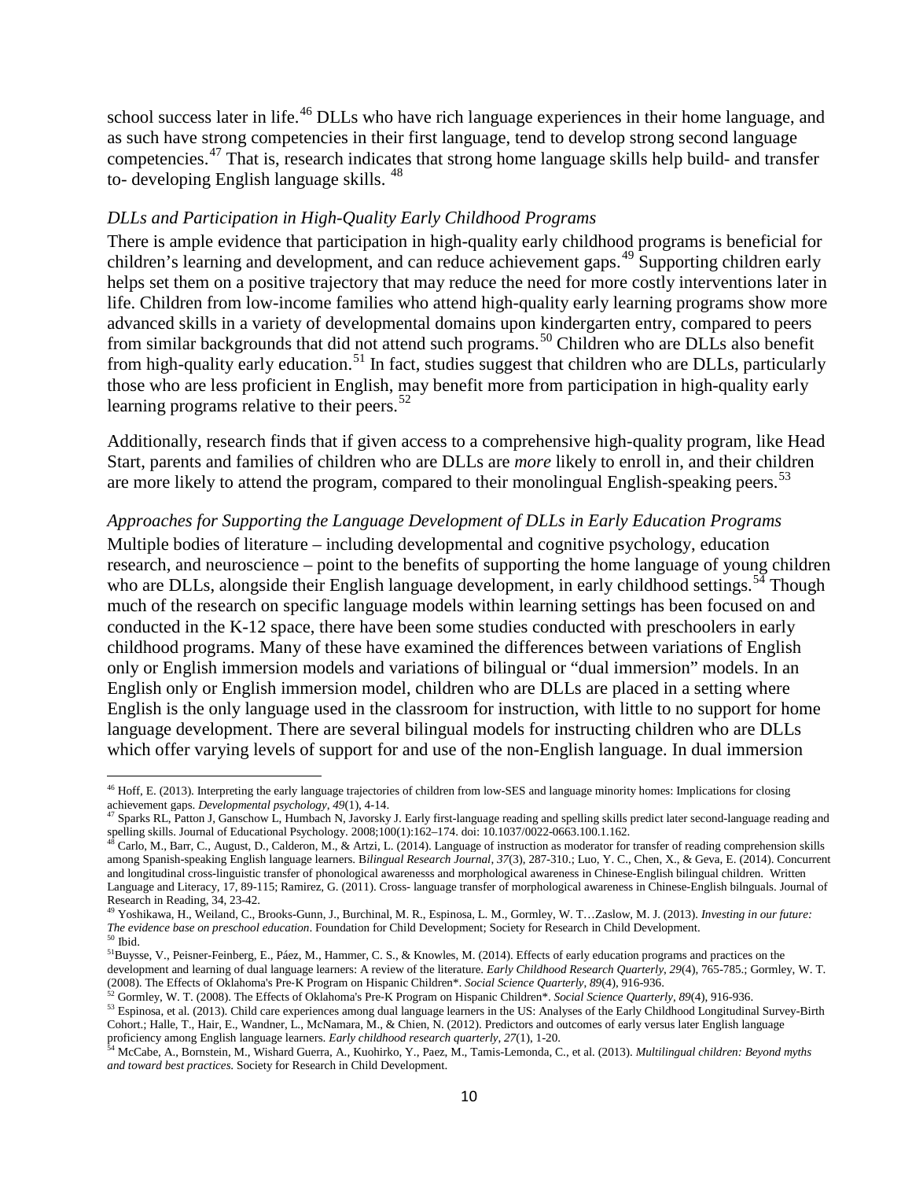school success later in life.[46] DLLs who have rich language experiences in their home language, and as such have strong competencies in their first language, tend to develop strong second language competencies.[47] That is, research indicates that strong home language skills help build- and transfer to- developing English language skills. [48]

*DLLs and Participation in High-Quality Early Childhood Programs*

There is ample evidence that participation in high-quality early childhood programs is beneficial for children's learning and development, and can reduce achievement gaps.[49] Supporting children early helps set them on a positive trajectory that may reduce the need for more costly interventions later in life. Children from low-income families who attend high-quality early learning programs show more advanced skills in a variety of developmental domains upon kindergarten entry, compared to peers from similar backgrounds that did not attend such programs.[50] Children who are DLLs also benefit from high-quality early education.[51] In fact, studies suggest that children who are DLLs, particularly those who are less proficient in English, may benefit more from participation in high-quality early learning programs relative to their peers.[52]

Additionally, research finds that if given access to a comprehensive high-quality program, like Head Start, parents and families of children who are DLLs are *more* likely to enroll in, and their children are more likely to attend the program, compared to their monolingual English-speaking peers.[53]

*Approaches for Supporting the Language Development of DLLs in Early Education Programs*

Multiple bodies of literature – including developmental and cognitive psychology, education research, and neuroscience – point to the benefits of supporting the home language of young children who are DLLs, alongside their English language development, in early childhood settings.[54] Though much of the research on specific language models within learning settings has been focused on and conducted in the K-12 space, there have been some studies conducted with preschoolers in early childhood programs. Many of these have examined the differences between variations of English only or English immersion models and variations of bilingual or "dual immersion" models. In an English only or English immersion model, children who are DLLs are placed in a setting where English is the only language used in the classroom for instruction, with little to no support for home language development. There are several bilingual models for instructing children who are DLLs which offer varying levels of support for and use of the non-English language. In dual immersion

---

[46] Hoff, E. (2013). Interpreting the early language trajectories of children from low-SES and language minority homes: Implications for closing achievement gaps. *Developmental psychology*, *49*(1), 4-14.

[47] Sparks RL, Patton J, Ganschow L, Humbach N, Javorsky J. Early first-language reading and spelling skills predict later second-language reading and spelling skills. Journal of Educational Psychology. 2008;100(1):162–174. doi: 10.1037/0022-0663.100.1.162.

[48] Carlo, M., Barr, C., August, D., Calderon, M., & Artzi, L. (2014). Language of instruction as moderator for transfer of reading comprehension skills among Spanish-speaking English language learners. B*ilingual Research Journal*, *37*(3), 287-310.; Luo, Y. C., Chen, X., & Geva, E. (2014). Concurrent and longitudinal cross-linguistic transfer of phonological awarenesss and morphological awareness in Chinese-English bilingual children. Written Language and Literacy, 17, 89-115; Ramirez, G. (2011). Cross- language transfer of morphological awareness in Chinese-English bilnguals. Journal of Research in Reading, 34, 23-42.

[49] Yoshikawa, H., Weiland, C., Brooks-Gunn, J., Burchinal, M. R., Espinosa, L. M., Gormley, W. T…Zaslow, M. J. (2013). *Investing in our future: The evidence base on preschool education*. Foundation for Child Development; Society for Research in Child Development.

[50] Ibid.

[51] Buysse, V., Peisner-Feinberg, E., Páez, M., Hammer, C. S., & Knowles, M. (2014). Effects of early education programs and practices on the development and learning of dual language learners: A review of the literature. *Early Childhood Research Quarterly*, *29*(4), 765-785.; Gormley, W. T. (2008). The Effects of Oklahoma's Pre‐K Program on Hispanic Children*. *Social Science Quarterly*, *89*(4), 916-936.

[52] Gormley, W. T. (2008). The Effects of Oklahoma's Pre‐K Program on Hispanic Children*. *Social Science Quarterly*, *89*(4), 916-936.

[53] Espinosa, et al. (2013). Child care experiences among dual language learners in the US: Analyses of the Early Childhood Longitudinal Survey-Birth Cohort.; Halle, T., Hair, E., Wandner, L., McNamara, M., & Chien, N. (2012). Predictors and outcomes of early versus later English language proficiency among English language learners. *Early childhood research quarterly*, *27*(1), 1-20.

[54] McCabe, A., Bornstein, M., Wishard Guerra, A., Kuohirko, Y., Paez, M., Tamis-Lemonda, C., et al. (2013). *Multilingual children: Beyond myths and toward best practices*. Society for Research in Child Development.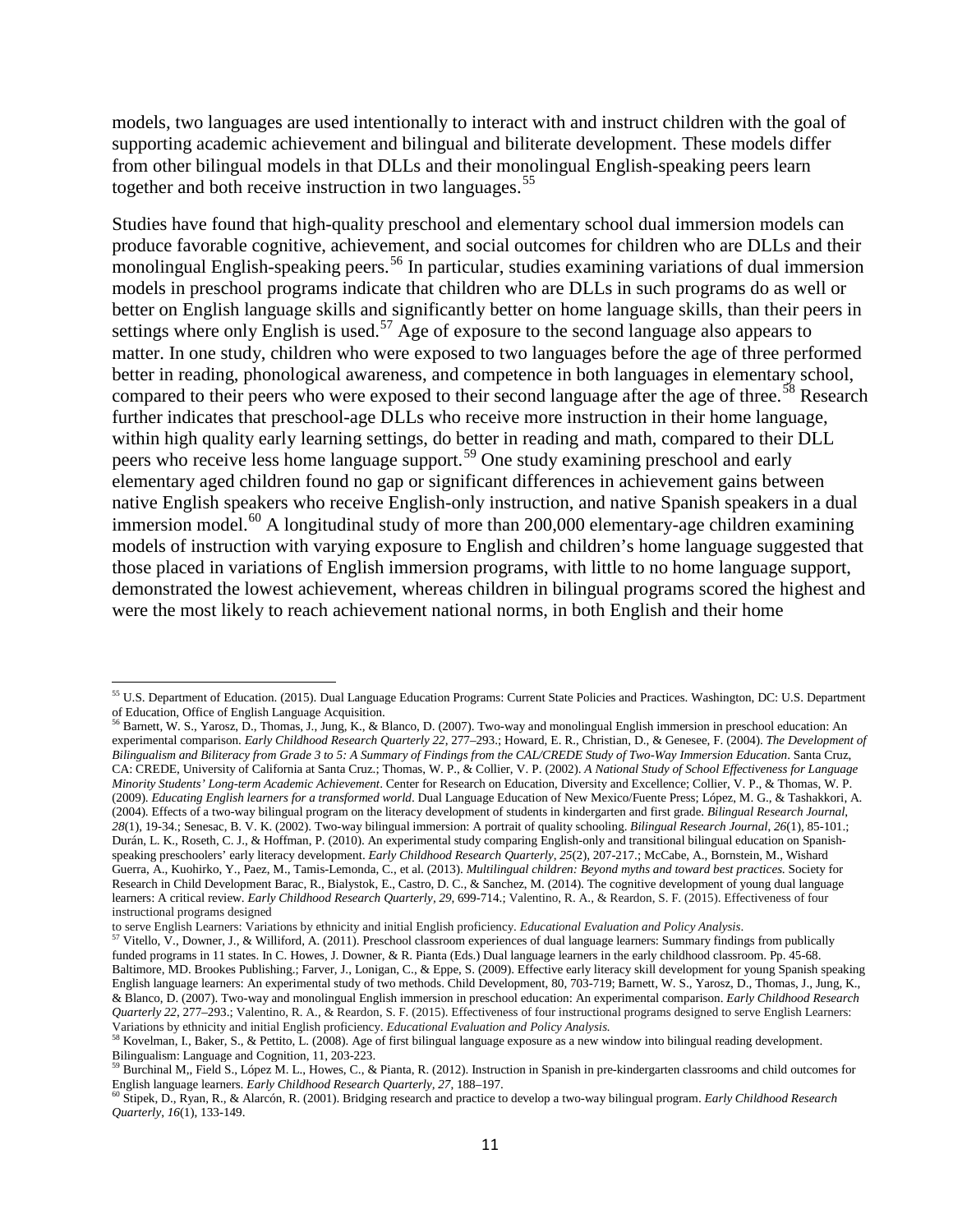models, two languages are used intentionally to interact with and instruct children with the goal of supporting academic achievement and bilingual and biliterate development. These models differ from other bilingual models in that DLLs and their monolingual English-speaking peers learn together and both receive instruction in two languages.[55]

Studies have found that high-quality preschool and elementary school dual immersion models can produce favorable cognitive, achievement, and social outcomes for children who are DLLs and their monolingual English-speaking peers.[56] In particular, studies examining variations of dual immersion models in preschool programs indicate that children who are DLLs in such programs do as well or better on English language skills and significantly better on home language skills, than their peers in settings where only English is used.[57] Age of exposure to the second language also appears to matter. In one study, children who were exposed to two languages before the age of three performed better in reading, phonological awareness, and competence in both languages in elementary school, compared to their peers who were exposed to their second language after the age of three.[58] Research further indicates that preschool-age DLLs who receive more instruction in their home language, within high quality early learning settings, do better in reading and math, compared to their DLL peers who receive less home language support.[59] One study examining preschool and early elementary aged children found no gap or significant differences in achievement gains between native English speakers who receive English-only instruction, and native Spanish speakers in a dual immersion model.[60] A longitudinal study of more than 200,000 elementary-age children examining models of instruction with varying exposure to English and children's home language suggested that those placed in variations of English immersion programs, with little to no home language support, demonstrated the lowest achievement, whereas children in bilingual programs scored the highest and were the most likely to reach achievement national norms, in both English and their home

---

[55] U.S. Department of Education. (2015). Dual Language Education Programs: Current State Policies and Practices. Washington, DC: U.S. Department of Education, Office of English Language Acquisition.

[56] Barnett, W. S., Yarosz, D., Thomas, J., Jung, K., & Blanco, D. (2007). Two-way and monolingual English immersion in preschool education: An experimental comparison. *Early Childhood Research Quarterly 22*, 277–293.; Howard, E. R., Christian, D., & Genesee, F. (2004). *The Development of Bilingualism and Biliteracy from Grade 3 to 5: A Summary of Findings from the CAL/CREDE Study of Two-Way Immersion Education*. Santa Cruz, CA: CREDE, University of California at Santa Cruz.; Thomas, W. P., & Collier, V. P. (2002). *A National Study of School Effectiveness for Language Minority Students' Long-term Academic Achievement*. Center for Research on Education, Diversity and Excellence; Collier, V. P., & Thomas, W. P. (2009). *Educating English learners for a transformed world*. Dual Language Education of New Mexico/Fuente Press; López, M. G., & Tashakkori, A. (2004). Effects of a two-way bilingual program on the literacy development of students in kindergarten and first grade. *Bilingual Research Journal, 28*(1), 19-34.; Senesac, B. V. K. (2002). Two-way bilingual immersion: A portrait of quality schooling. *Bilingual Research Journal, 26*(1), 85-101.; Durán, L. K., Roseth, C. J., & Hoffman, P. (2010). An experimental study comparing English-only and transitional bilingual education on Spanish-speaking preschoolers' early literacy development. *Early Childhood Research Quarterly, 25*(2), 207-217.; McCabe, A., Bornstein, M., Wishard Guerra, A., Kuohirko, Y., Paez, M., Tamis-Lemonda, C., et al. (2013). *Multilingual children: Beyond myths and toward best practices.* Society for Research in Child Development Barac, R., Bialystok, E., Castro, D. C., & Sanchez, M. (2014). The cognitive development of young dual language learners: A critical review. *Early Childhood Research Quarterly, 29,* 699-714.; Valentino, R. A., & Reardon, S. F. (2015). Effectiveness of four instructional programs designed to serve English Learners: Variations by ethnicity and initial English proficiency. *Educational Evaluation and Policy Analysis*.

[57] Vitello, V., Downer, J., & Williford, A. (2011). Preschool classroom experiences of dual language learners: Summary findings from publically funded programs in 11 states. In C. Howes, J. Downer, & R. Pianta (Eds.) Dual language learners in the early childhood classroom. Pp. 45-68. Baltimore, MD. Brookes Publishing.; Farver, J., Lonigan, C., & Eppe, S. (2009). Effective early literacy skill development for young Spanish speaking English language learners: An experimental study of two methods. Child Development, 80, 703-719; Barnett, W. S., Yarosz, D., Thomas, J., Jung, K., & Blanco, D. (2007). Two-way and monolingual English immersion in preschool education: An experimental comparison. *Early Childhood Research Quarterly 22*, 277–293.; Valentino, R. A., & Reardon, S. F. (2015). Effectiveness of four instructional programs designed to serve English Learners: Variations by ethnicity and initial English proficiency. *Educational Evaluation and Policy Analysis.*

[58] Kovelman, I., Baker, S., & Pettito, L. (2008). Age of first bilingual language exposure as a new window into bilingual reading development. Bilingualism: Language and Cognition, 11, 203-223.

[59] Burchinal M,, Field S., López M. L., Howes, C., & Pianta, R. (2012). Instruction in Spanish in pre-kindergarten classrooms and child outcomes for English language learners. *Early Childhood Research Quarterly, 27*, 188–197.

[60] Stipek, D., Ryan, R., & Alarcón, R. (2001). Bridging research and practice to develop a two-way bilingual program. *Early Childhood Research Quarterly, 16*(1), 133-149.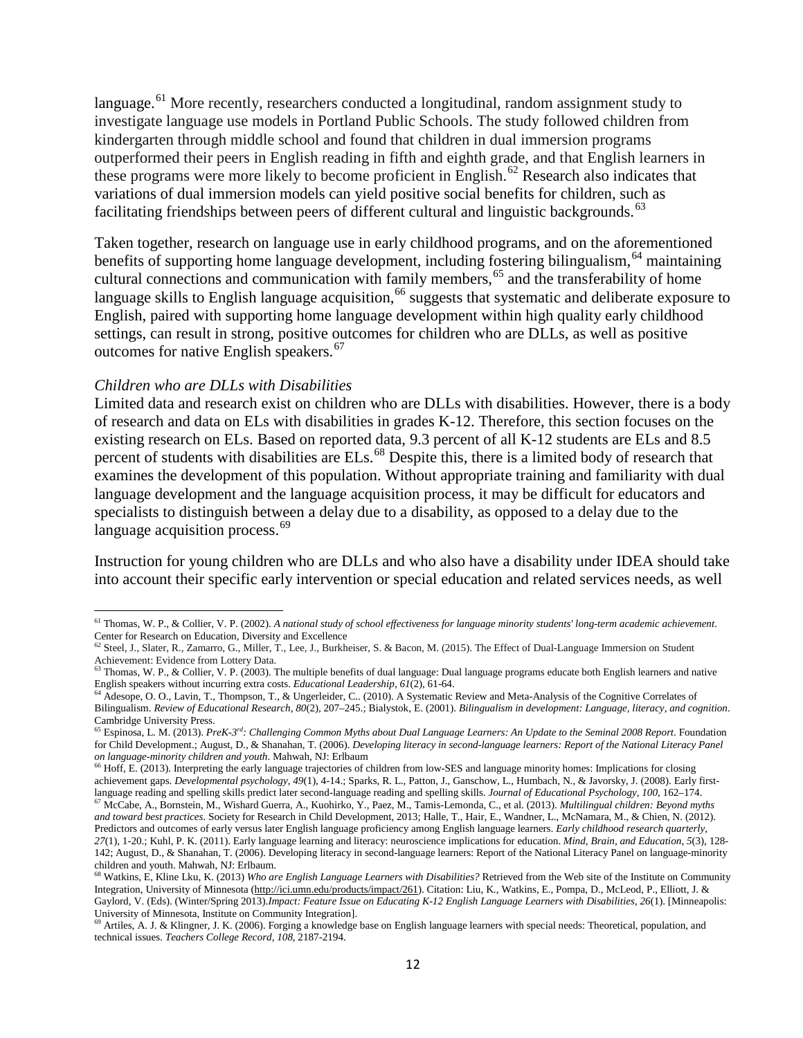language.[61] More recently, researchers conducted a longitudinal, random assignment study to investigate language use models in Portland Public Schools. The study followed children from kindergarten through middle school and found that children in dual immersion programs outperformed their peers in English reading in fifth and eighth grade, and that English learners in these programs were more likely to become proficient in English.[62] Research also indicates that variations of dual immersion models can yield positive social benefits for children, such as facilitating friendships between peers of different cultural and linguistic backgrounds.[63]

Taken together, research on language use in early childhood programs, and on the aforementioned benefits of supporting home language development, including fostering bilingualism,[64] maintaining cultural connections and communication with family members,[65] and the transferability of home language skills to English language acquisition,[66] suggests that systematic and deliberate exposure to English, paired with supporting home language development within high quality early childhood settings, can result in strong, positive outcomes for children who are DLLs, as well as positive outcomes for native English speakers.[67]

*Children who are DLLs with Disabilities*

Limited data and research exist on children who are DLLs with disabilities. However, there is a body of research and data on ELs with disabilities in grades K-12. Therefore, this section focuses on the existing research on ELs. Based on reported data, 9.3 percent of all K-12 students are ELs and 8.5 percent of students with disabilities are ELs.[68] Despite this, there is a limited body of research that examines the development of this population. Without appropriate training and familiarity with dual language development and the language acquisition process, it may be difficult for educators and specialists to distinguish between a delay due to a disability, as opposed to a delay due to the language acquisition process.[69]

Instruction for young children who are DLLs and who also have a disability under IDEA should take into account their specific early intervention or special education and related services needs, as well

---

[61] Thomas, W. P., & Collier, V. P. (2002). *A national study of school effectiveness for language minority students' long-term academic achievement*. Center for Research on Education, Diversity and Excellence

[62] Steel, J., Slater, R., Zamarro, G., Miller, T., Lee, J., Burkheiser, S. & Bacon, M. (2015). The Effect of Dual-Language Immersion on Student Achievement: Evidence from Lottery Data.

[63] Thomas, W. P., & Collier, V. P. (2003). The multiple benefits of dual language: Dual language programs educate both English learners and native English speakers without incurring extra costs. *Educational Leadership*, *61*(2), 61-64.

[64] Adesope, O. O., Lavin, T., Thompson, T., & Ungerleider, C.. (2010). A Systematic Review and Meta-Analysis of the Cognitive Correlates of Bilingualism. *Review of Educational Research*, *80*(2), 207–245.; Bialystok, E. (2001). *Bilingualism in development: Language, literacy, and cognition*. Cambridge University Press.

[65] Espinosa, L. M. (2013). *PreK-3rd: Challenging Common Myths about Dual Language Learners: An Update to the Seminal 2008 Report*. Foundation for Child Development.; August, D., & Shanahan, T. (2006). *Developing literacy in second-language learners: Report of the National Literacy Panel on language-minority children and youth*. Mahwah, NJ: Erlbaum

[66] Hoff, E. (2013). Interpreting the early language trajectories of children from low-SES and language minority homes: Implications for closing achievement gaps. *Developmental psychology*, *49*(1), 4-14.; Sparks, R. L., Patton, J., Ganschow, L., Humbach, N., & Javorsky, J. (2008). Early first-language reading and spelling skills predict later second-language reading and spelling skills. *Journal of Educational Psychology*, *100*, 162–174.

[67] McCabe, A., Bornstein, M., Wishard Guerra, A., Kuohirko, Y., Paez, M., Tamis-Lemonda, C., et al. (2013). *Multilingual children: Beyond myths and toward best practices*. Society for Research in Child Development, 2013; Halle, T., Hair, E., Wandner, L., McNamara, M., & Chien, N. (2012). Predictors and outcomes of early versus later English language proficiency among English language learners. *Early childhood research quarterly*, *27*(1), 1-20.; Kuhl, P. K. (2011). Early language learning and literacy: neuroscience implications for education. *Mind, Brain, and Education*, *5*(3), 128-142; August, D., & Shanahan, T. (2006). Developing literacy in second-language learners: Report of the National Literacy Panel on language-minority children and youth. Mahwah, NJ: Erlbaum.

[68] Watkins, E, Kline Lku, K. (2013) *Who are English Language Learners with Disabilities?* Retrieved from the Web site of the Institute on Community Integration, University of Minnesota (http://ici.umn.edu/products/impact/261). Citation: Liu, K., Watkins, E., Pompa, D., McLeod, P., Elliott, J. & Gaylord, V. (Eds). (Winter/Spring 2013).*Impact: Feature Issue on Educating K-12 English Language Learners with Disabilities*, *26*(1). [Minneapolis: University of Minnesota, Institute on Community Integration].

[69] Artiles, A. J. & Klingner, J. K. (2006). Forging a knowledge base on English language learners with special needs: Theoretical, population, and technical issues. *Teachers College Record*, *108*, 2187-2194.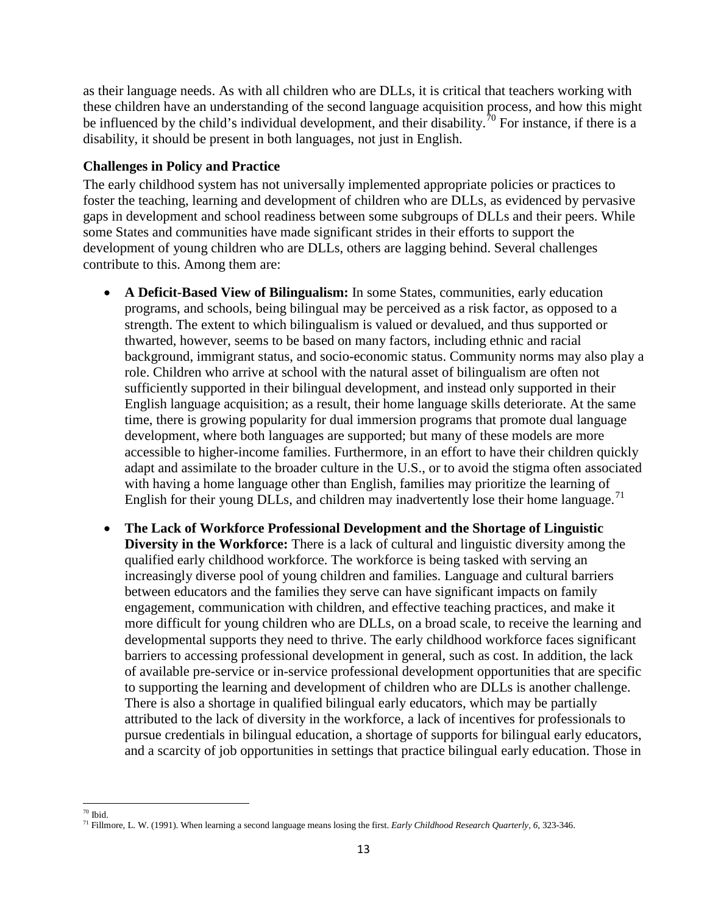as their language needs. As with all children who are DLLs, it is critical that teachers working with these children have an understanding of the second language acquisition process, and how this might be influenced by the child's individual development, and their disability.[70] For instance, if there is a disability, it should be present in both languages, not just in English.

### Challenges in Policy and Practice

The early childhood system has not universally implemented appropriate policies or practices to foster the teaching, learning and development of children who are DLLs, as evidenced by pervasive gaps in development and school readiness between some subgroups of DLLs and their peers. While some States and communities have made significant strides in their efforts to support the development of young children who are DLLs, others are lagging behind. Several challenges contribute to this. Among them are:

- **A Deficit-Based View of Bilingualism:** In some States, communities, early education programs, and schools, being bilingual may be perceived as a risk factor, as opposed to a strength. The extent to which bilingualism is valued or devalued, and thus supported or thwarted, however, seems to be based on many factors, including ethnic and racial background, immigrant status, and socio-economic status. Community norms may also play a role. Children who arrive at school with the natural asset of bilingualism are often not sufficiently supported in their bilingual development, and instead only supported in their English language acquisition; as a result, their home language skills deteriorate. At the same time, there is growing popularity for dual immersion programs that promote dual language development, where both languages are supported; but many of these models are more accessible to higher-income families. Furthermore, in an effort to have their children quickly adapt and assimilate to the broader culture in the U.S., or to avoid the stigma often associated with having a home language other than English, families may prioritize the learning of English for their young DLLs, and children may inadvertently lose their home language.[71]

- **The Lack of Workforce Professional Development and the Shortage of Linguistic Diversity in the Workforce:** There is a lack of cultural and linguistic diversity among the qualified early childhood workforce. The workforce is being tasked with serving an increasingly diverse pool of young children and families. Language and cultural barriers between educators and the families they serve can have significant impacts on family engagement, communication with children, and effective teaching practices, and make it more difficult for young children who are DLLs, on a broad scale, to receive the learning and developmental supports they need to thrive. The early childhood workforce faces significant barriers to accessing professional development in general, such as cost. In addition, the lack of available pre-service or in-service professional development opportunities that are specific to supporting the learning and development of children who are DLLs is another challenge. There is also a shortage in qualified bilingual early educators, which may be partially attributed to the lack of diversity in the workforce, a lack of incentives for professionals to pursue credentials in bilingual education, a shortage of supports for bilingual early educators, and a scarcity of job opportunities in settings that practice bilingual early education. Those in

---

[70] Ibid.

[71] Fillmore, L. W. (1991). When learning a second language means losing the first. *Early Childhood Research Quarterly*, *6*, 323-346.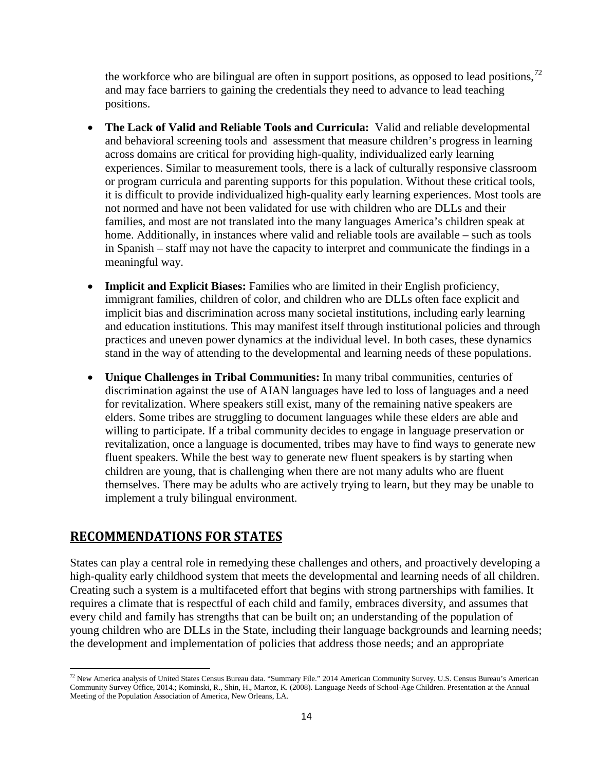the workforce who are bilingual are often in support positions, as opposed to lead positions,[72] and may face barriers to gaining the credentials they need to advance to lead teaching positions.

- **The Lack of Valid and Reliable Tools and Curricula:** Valid and reliable developmental and behavioral screening tools and assessment that measure children's progress in learning across domains are critical for providing high-quality, individualized early learning experiences. Similar to measurement tools, there is a lack of culturally responsive classroom or program curricula and parenting supports for this population. Without these critical tools, it is difficult to provide individualized high-quality early learning experiences. Most tools are not normed and have not been validated for use with children who are DLLs and their families, and most are not translated into the many languages America's children speak at home. Additionally, in instances where valid and reliable tools are available – such as tools in Spanish – staff may not have the capacity to interpret and communicate the findings in a meaningful way.

- **Implicit and Explicit Biases:** Families who are limited in their English proficiency, immigrant families, children of color, and children who are DLLs often face explicit and implicit bias and discrimination across many societal institutions, including early learning and education institutions. This may manifest itself through institutional policies and through practices and uneven power dynamics at the individual level. In both cases, these dynamics stand in the way of attending to the developmental and learning needs of these populations.

- **Unique Challenges in Tribal Communities:** In many tribal communities, centuries of discrimination against the use of AIAN languages have led to loss of languages and a need for revitalization. Where speakers still exist, many of the remaining native speakers are elders. Some tribes are struggling to document languages while these elders are able and willing to participate. If a tribal community decides to engage in language preservation or revitalization, once a language is documented, tribes may have to find ways to generate new fluent speakers. While the best way to generate new fluent speakers is by starting when children are young, that is challenging when there are not many adults who are fluent themselves. There may be adults who are actively trying to learn, but they may be unable to implement a truly bilingual environment.

## RECOMMENDATIONS FOR STATES

States can play a central role in remedying these challenges and others, and proactively developing a high-quality early childhood system that meets the developmental and learning needs of all children. Creating such a system is a multifaceted effort that begins with strong partnerships with families. It requires a climate that is respectful of each child and family, embraces diversity, and assumes that every child and family has strengths that can be built on; an understanding of the population of young children who are DLLs in the State, including their language backgrounds and learning needs; the development and implementation of policies that address those needs; and an appropriate

[72] New America analysis of United States Census Bureau data. "Summary File." 2014 American Community Survey. U.S. Census Bureau's American Community Survey Office, 2014.; Kominski, R., Shin, H., Martoz, K. (2008). Language Needs of School-Age Children. Presentation at the Annual Meeting of the Population Association of America, New Orleans, LA.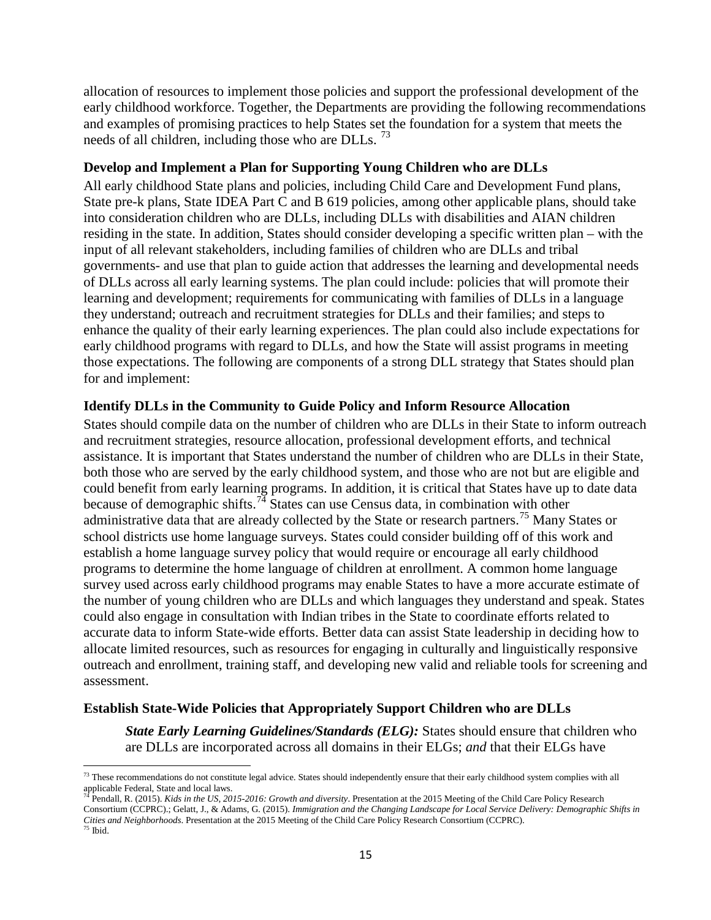allocation of resources to implement those policies and support the professional development of the early childhood workforce. Together, the Departments are providing the following recommendations and examples of promising practices to help States set the foundation for a system that meets the needs of all children, including those who are DLLs. [73]

### Develop and Implement a Plan for Supporting Young Children who are DLLs

All early childhood State plans and policies, including Child Care and Development Fund plans, State pre-k plans, State IDEA Part C and B 619 policies, among other applicable plans, should take into consideration children who are DLLs, including DLLs with disabilities and AIAN children residing in the state. In addition, States should consider developing a specific written plan – with the input of all relevant stakeholders, including families of children who are DLLs and tribal governments- and use that plan to guide action that addresses the learning and developmental needs of DLLs across all early learning systems. The plan could include: policies that will promote their learning and development; requirements for communicating with families of DLLs in a language they understand; outreach and recruitment strategies for DLLs and their families; and steps to enhance the quality of their early learning experiences. The plan could also include expectations for early childhood programs with regard to DLLs, and how the State will assist programs in meeting those expectations. The following are components of a strong DLL strategy that States should plan for and implement:

### Identify DLLs in the Community to Guide Policy and Inform Resource Allocation

States should compile data on the number of children who are DLLs in their State to inform outreach and recruitment strategies, resource allocation, professional development efforts, and technical assistance. It is important that States understand the number of children who are DLLs in their State, both those who are served by the early childhood system, and those who are not but are eligible and could benefit from early learning programs. In addition, it is critical that States have up to date data because of demographic shifts.[74] States can use Census data, in combination with other administrative data that are already collected by the State or research partners.[75] Many States or school districts use home language surveys. States could consider building off of this work and establish a home language survey policy that would require or encourage all early childhood programs to determine the home language of children at enrollment. A common home language survey used across early childhood programs may enable States to have a more accurate estimate of the number of young children who are DLLs and which languages they understand and speak. States could also engage in consultation with Indian tribes in the State to coordinate efforts related to accurate data to inform State-wide efforts. Better data can assist State leadership in deciding how to allocate limited resources, such as resources for engaging in culturally and linguistically responsive outreach and enrollment, training staff, and developing new valid and reliable tools for screening and assessment.

### Establish State-Wide Policies that Appropriately Support Children who are DLLs

***State Early Learning Guidelines/Standards (ELG):*** States should ensure that children who are DLLs are incorporated across all domains in their ELGs; *and* that their ELGs have

---

[73] These recommendations do not constitute legal advice. States should independently ensure that their early childhood system complies with all applicable Federal, State and local laws.

[74] Pendall, R. (2015). *Kids in the US, 2015-2016: Growth and diversity*. Presentation at the 2015 Meeting of the Child Care Policy Research Consortium (CCPRC).; Gelatt, J., & Adams, G. (2015). *Immigration and the Changing Landscape for Local Service Delivery: Demographic Shifts in Cities and Neighborhoods*. Presentation at the 2015 Meeting of the Child Care Policy Research Consortium (CCPRC).

[75] Ibid.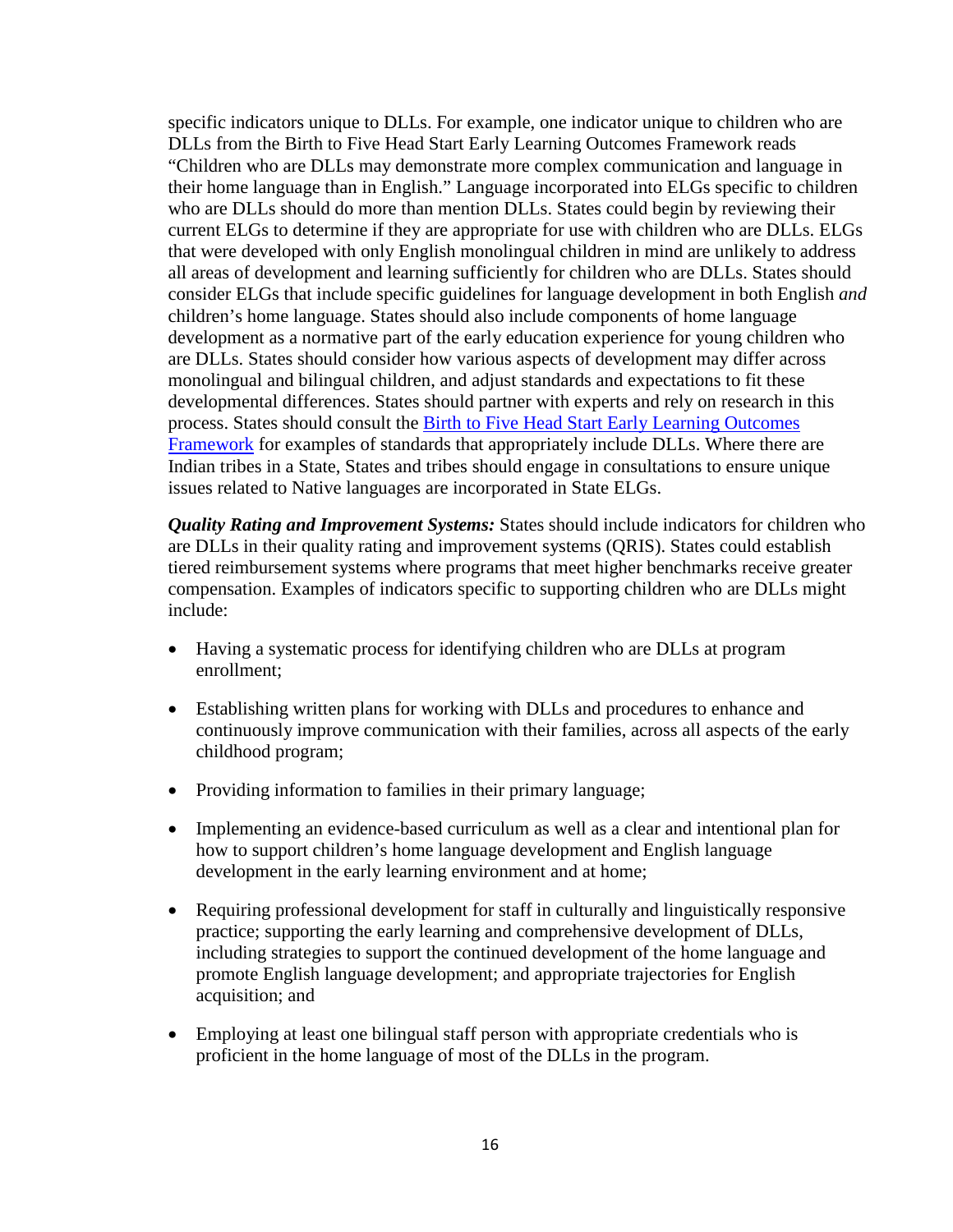specific indicators unique to DLLs. For example, one indicator unique to children who are DLLs from the Birth to Five Head Start Early Learning Outcomes Framework reads "Children who are DLLs may demonstrate more complex communication and language in their home language than in English." Language incorporated into ELGs specific to children who are DLLs should do more than mention DLLs. States could begin by reviewing their current ELGs to determine if they are appropriate for use with children who are DLLs. ELGs that were developed with only English monolingual children in mind are unlikely to address all areas of development and learning sufficiently for children who are DLLs. States should consider ELGs that include specific guidelines for language development in both English *and* children's home language. States should also include components of home language development as a normative part of the early education experience for young children who are DLLs. States should consider how various aspects of development may differ across monolingual and bilingual children, and adjust standards and expectations to fit these developmental differences. States should partner with experts and rely on research in this process. States should consult the [Birth to Five Head Start Early Learning Outcomes Framework](#) for examples of standards that appropriately include DLLs. Where there are Indian tribes in a State, States and tribes should engage in consultations to ensure unique issues related to Native languages are incorporated in State ELGs.

***Quality Rating and Improvement Systems:*** States should include indicators for children who are DLLs in their quality rating and improvement systems (QRIS). States could establish tiered reimbursement systems where programs that meet higher benchmarks receive greater compensation. Examples of indicators specific to supporting children who are DLLs might include:

- Having a systematic process for identifying children who are DLLs at program enrollment;
- Establishing written plans for working with DLLs and procedures to enhance and continuously improve communication with their families, across all aspects of the early childhood program;
- Providing information to families in their primary language;
- Implementing an evidence-based curriculum as well as a clear and intentional plan for how to support children's home language development and English language development in the early learning environment and at home;
- Requiring professional development for staff in culturally and linguistically responsive practice; supporting the early learning and comprehensive development of DLLs, including strategies to support the continued development of the home language and promote English language development; and appropriate trajectories for English acquisition; and
- Employing at least one bilingual staff person with appropriate credentials who is proficient in the home language of most of the DLLs in the program.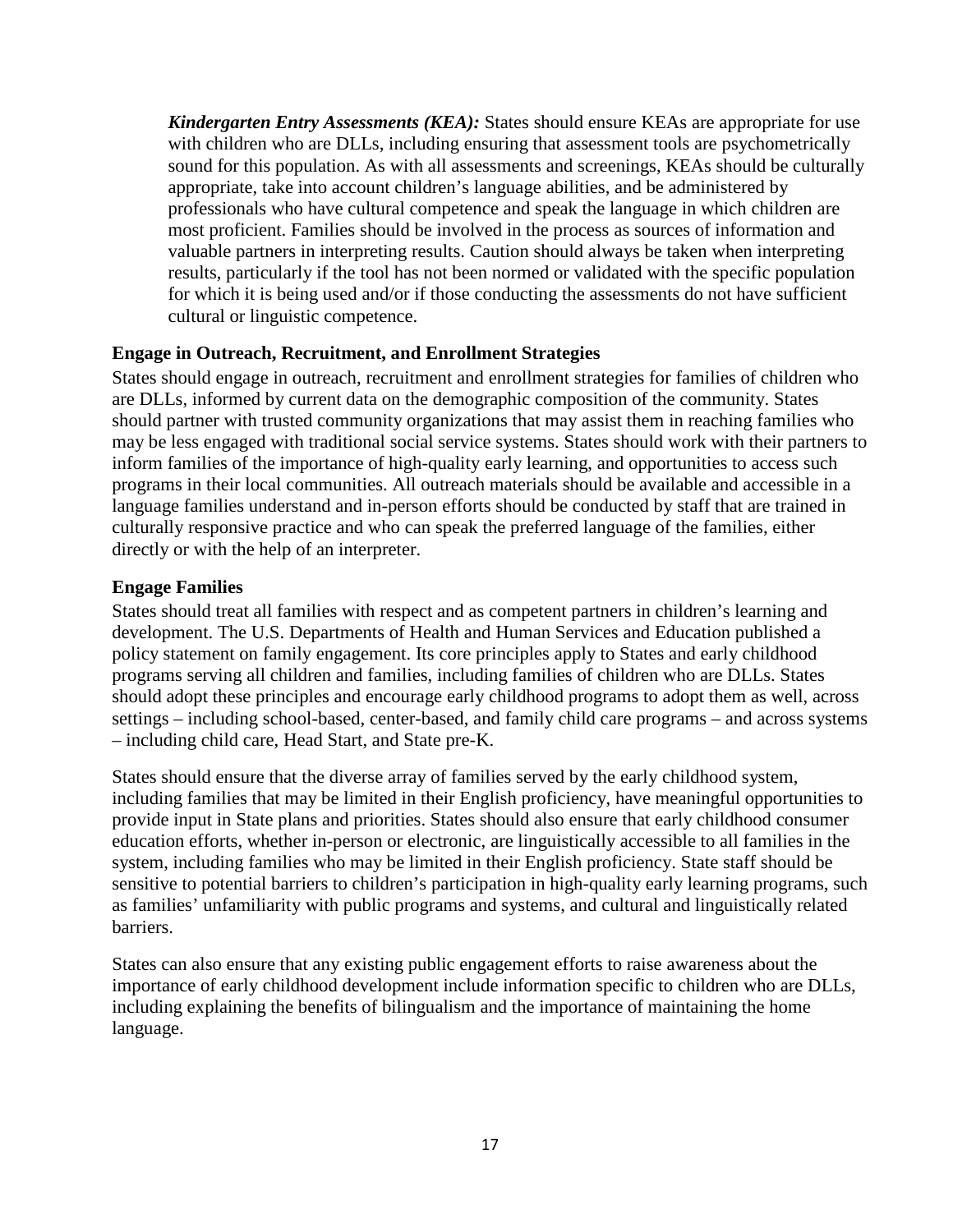***Kindergarten Entry Assessments (KEA):*** States should ensure KEAs are appropriate for use with children who are DLLs, including ensuring that assessment tools are psychometrically sound for this population. As with all assessments and screenings, KEAs should be culturally appropriate, take into account children's language abilities, and be administered by professionals who have cultural competence and speak the language in which children are most proficient. Families should be involved in the process as sources of information and valuable partners in interpreting results. Caution should always be taken when interpreting results, particularly if the tool has not been normed or validated with the specific population for which it is being used and/or if those conducting the assessments do not have sufficient cultural or linguistic competence.

### Engage in Outreach, Recruitment, and Enrollment Strategies

States should engage in outreach, recruitment and enrollment strategies for families of children who are DLLs, informed by current data on the demographic composition of the community. States should partner with trusted community organizations that may assist them in reaching families who may be less engaged with traditional social service systems. States should work with their partners to inform families of the importance of high-quality early learning, and opportunities to access such programs in their local communities. All outreach materials should be available and accessible in a language families understand and in-person efforts should be conducted by staff that are trained in culturally responsive practice and who can speak the preferred language of the families, either directly or with the help of an interpreter.

### Engage Families

States should treat all families with respect and as competent partners in children's learning and development. The U.S. Departments of Health and Human Services and Education published a policy statement on family engagement. Its core principles apply to States and early childhood programs serving all children and families, including families of children who are DLLs. States should adopt these principles and encourage early childhood programs to adopt them as well, across settings – including school-based, center-based, and family child care programs – and across systems – including child care, Head Start, and State pre-K.

States should ensure that the diverse array of families served by the early childhood system, including families that may be limited in their English proficiency, have meaningful opportunities to provide input in State plans and priorities. States should also ensure that early childhood consumer education efforts, whether in-person or electronic, are linguistically accessible to all families in the system, including families who may be limited in their English proficiency. State staff should be sensitive to potential barriers to children's participation in high-quality early learning programs, such as families' unfamiliarity with public programs and systems, and cultural and linguistically related barriers.

States can also ensure that any existing public engagement efforts to raise awareness about the importance of early childhood development include information specific to children who are DLLs, including explaining the benefits of bilingualism and the importance of maintaining the home language.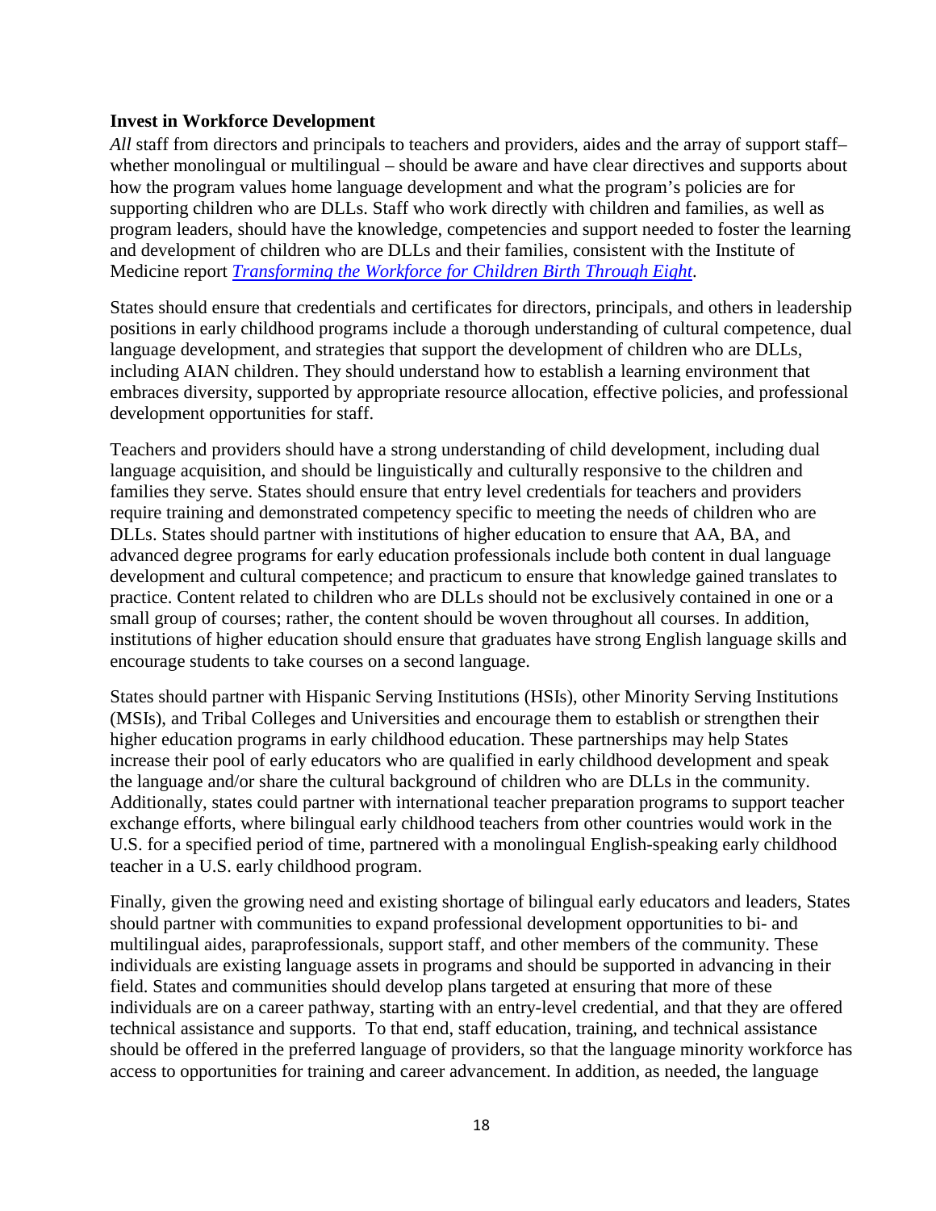**Invest in Workforce Development**

*All* staff from directors and principals to teachers and providers, aides and the array of support staff– whether monolingual or multilingual – should be aware and have clear directives and supports about how the program values home language development and what the program's policies are for supporting children who are DLLs. Staff who work directly with children and families, as well as program leaders, should have the knowledge, competencies and support needed to foster the learning and development of children who are DLLs and their families, consistent with the Institute of Medicine report *Transforming the Workforce for Children Birth Through Eight*.

States should ensure that credentials and certificates for directors, principals, and others in leadership positions in early childhood programs include a thorough understanding of cultural competence, dual language development, and strategies that support the development of children who are DLLs, including AIAN children. They should understand how to establish a learning environment that embraces diversity, supported by appropriate resource allocation, effective policies, and professional development opportunities for staff.

Teachers and providers should have a strong understanding of child development, including dual language acquisition, and should be linguistically and culturally responsive to the children and families they serve. States should ensure that entry level credentials for teachers and providers require training and demonstrated competency specific to meeting the needs of children who are DLLs. States should partner with institutions of higher education to ensure that AA, BA, and advanced degree programs for early education professionals include both content in dual language development and cultural competence; and practicum to ensure that knowledge gained translates to practice. Content related to children who are DLLs should not be exclusively contained in one or a small group of courses; rather, the content should be woven throughout all courses. In addition, institutions of higher education should ensure that graduates have strong English language skills and encourage students to take courses on a second language.

States should partner with Hispanic Serving Institutions (HSIs), other Minority Serving Institutions (MSIs), and Tribal Colleges and Universities and encourage them to establish or strengthen their higher education programs in early childhood education. These partnerships may help States increase their pool of early educators who are qualified in early childhood development and speak the language and/or share the cultural background of children who are DLLs in the community. Additionally, states could partner with international teacher preparation programs to support teacher exchange efforts, where bilingual early childhood teachers from other countries would work in the U.S. for a specified period of time, partnered with a monolingual English-speaking early childhood teacher in a U.S. early childhood program.

Finally, given the growing need and existing shortage of bilingual early educators and leaders, States should partner with communities to expand professional development opportunities to bi- and multilingual aides, paraprofessionals, support staff, and other members of the community. These individuals are existing language assets in programs and should be supported in advancing in their field. States and communities should develop plans targeted at ensuring that more of these individuals are on a career pathway, starting with an entry-level credential, and that they are offered technical assistance and supports. To that end, staff education, training, and technical assistance should be offered in the preferred language of providers, so that the language minority workforce has access to opportunities for training and career advancement. In addition, as needed, the language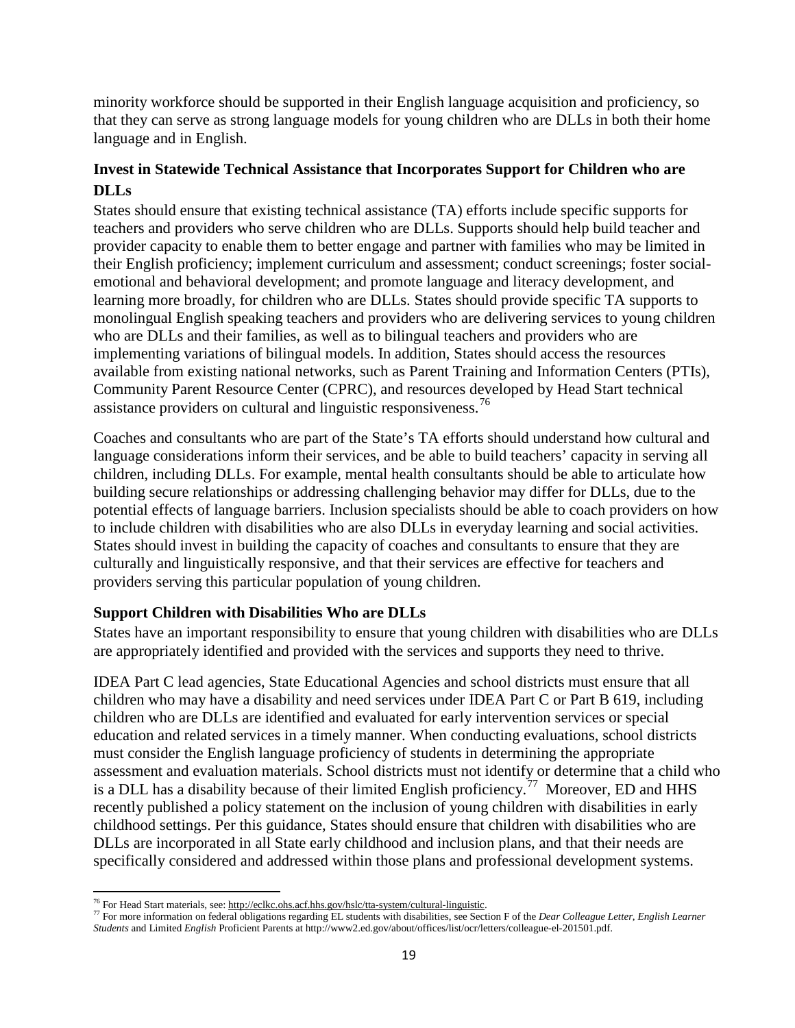minority workforce should be supported in their English language acquisition and proficiency, so that they can serve as strong language models for young children who are DLLs in both their home language and in English.

### Invest in Statewide Technical Assistance that Incorporates Support for Children who are DLLs

States should ensure that existing technical assistance (TA) efforts include specific supports for teachers and providers who serve children who are DLLs. Supports should help build teacher and provider capacity to enable them to better engage and partner with families who may be limited in their English proficiency; implement curriculum and assessment; conduct screenings; foster social-emotional and behavioral development; and promote language and literacy development, and learning more broadly, for children who are DLLs. States should provide specific TA supports to monolingual English speaking teachers and providers who are delivering services to young children who are DLLs and their families, as well as to bilingual teachers and providers who are implementing variations of bilingual models. In addition, States should access the resources available from existing national networks, such as Parent Training and Information Centers (PTIs), Community Parent Resource Center (CPRC), and resources developed by Head Start technical assistance providers on cultural and linguistic responsiveness.[76]

Coaches and consultants who are part of the State's TA efforts should understand how cultural and language considerations inform their services, and be able to build teachers' capacity in serving all children, including DLLs. For example, mental health consultants should be able to articulate how building secure relationships or addressing challenging behavior may differ for DLLs, due to the potential effects of language barriers. Inclusion specialists should be able to coach providers on how to include children with disabilities who are also DLLs in everyday learning and social activities. States should invest in building the capacity of coaches and consultants to ensure that they are culturally and linguistically responsive, and that their services are effective for teachers and providers serving this particular population of young children.

### Support Children with Disabilities Who are DLLs

States have an important responsibility to ensure that young children with disabilities who are DLLs are appropriately identified and provided with the services and supports they need to thrive.

IDEA Part C lead agencies, State Educational Agencies and school districts must ensure that all children who may have a disability and need services under IDEA Part C or Part B 619, including children who are DLLs are identified and evaluated for early intervention services or special education and related services in a timely manner. When conducting evaluations, school districts must consider the English language proficiency of students in determining the appropriate assessment and evaluation materials. School districts must not identify or determine that a child who is a DLL has a disability because of their limited English proficiency.[77] Moreover, ED and HHS recently published a policy statement on the inclusion of young children with disabilities in early childhood settings. Per this guidance, States should ensure that children with disabilities who are DLLs are incorporated in all State early childhood and inclusion plans, and that their needs are specifically considered and addressed within those plans and professional development systems.

---

[76] For Head Start materials, see: http://eclkc.ohs.acf.hhs.gov/hslc/tta-system/cultural-linguistic.

[77] For more information on federal obligations regarding EL students with disabilities, see Section F of the *Dear Colleague Letter, English Learner Students* and Limited *English* Proficient Parents at http://www2.ed.gov/about/offices/list/ocr/letters/colleague-el-201501.pdf.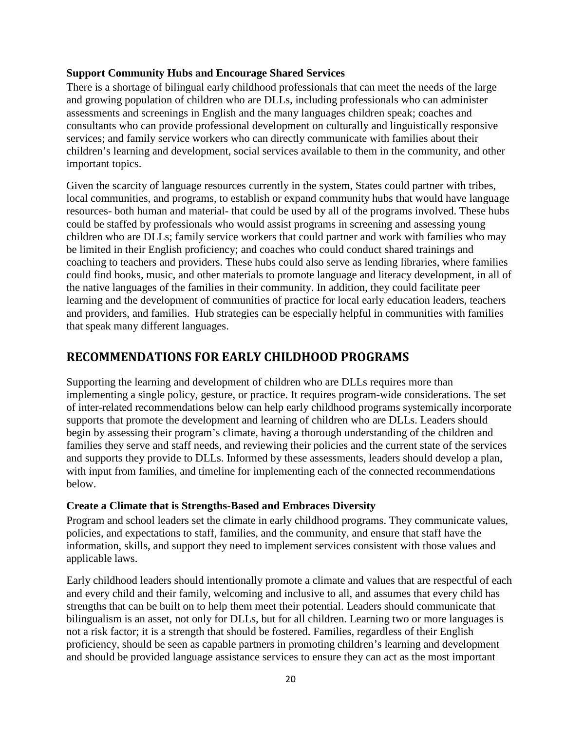### Support Community Hubs and Encourage Shared Services

There is a shortage of bilingual early childhood professionals that can meet the needs of the large and growing population of children who are DLLs, including professionals who can administer assessments and screenings in English and the many languages children speak; coaches and consultants who can provide professional development on culturally and linguistically responsive services; and family service workers who can directly communicate with families about their children's learning and development, social services available to them in the community, and other important topics.

Given the scarcity of language resources currently in the system, States could partner with tribes, local communities, and programs, to establish or expand community hubs that would have language resources- both human and material- that could be used by all of the programs involved. These hubs could be staffed by professionals who would assist programs in screening and assessing young children who are DLLs; family service workers that could partner and work with families who may be limited in their English proficiency; and coaches who could conduct shared trainings and coaching to teachers and providers. These hubs could also serve as lending libraries, where families could find books, music, and other materials to promote language and literacy development, in all of the native languages of the families in their community. In addition, they could facilitate peer learning and the development of communities of practice for local early education leaders, teachers and providers, and families. Hub strategies can be especially helpful in communities with families that speak many different languages.

## RECOMMENDATIONS FOR EARLY CHILDHOOD PROGRAMS

Supporting the learning and development of children who are DLLs requires more than implementing a single policy, gesture, or practice. It requires program-wide considerations. The set of inter-related recommendations below can help early childhood programs systemically incorporate supports that promote the development and learning of children who are DLLs. Leaders should begin by assessing their program's climate, having a thorough understanding of the children and families they serve and staff needs, and reviewing their policies and the current state of the services and supports they provide to DLLs. Informed by these assessments, leaders should develop a plan, with input from families, and timeline for implementing each of the connected recommendations below.

### Create a Climate that is Strengths-Based and Embraces Diversity

Program and school leaders set the climate in early childhood programs. They communicate values, policies, and expectations to staff, families, and the community, and ensure that staff have the information, skills, and support they need to implement services consistent with those values and applicable laws.

Early childhood leaders should intentionally promote a climate and values that are respectful of each and every child and their family, welcoming and inclusive to all, and assumes that every child has strengths that can be built on to help them meet their potential. Leaders should communicate that bilingualism is an asset, not only for DLLs, but for all children. Learning two or more languages is not a risk factor; it is a strength that should be fostered. Families, regardless of their English proficiency, should be seen as capable partners in promoting children's learning and development and should be provided language assistance services to ensure they can act as the most important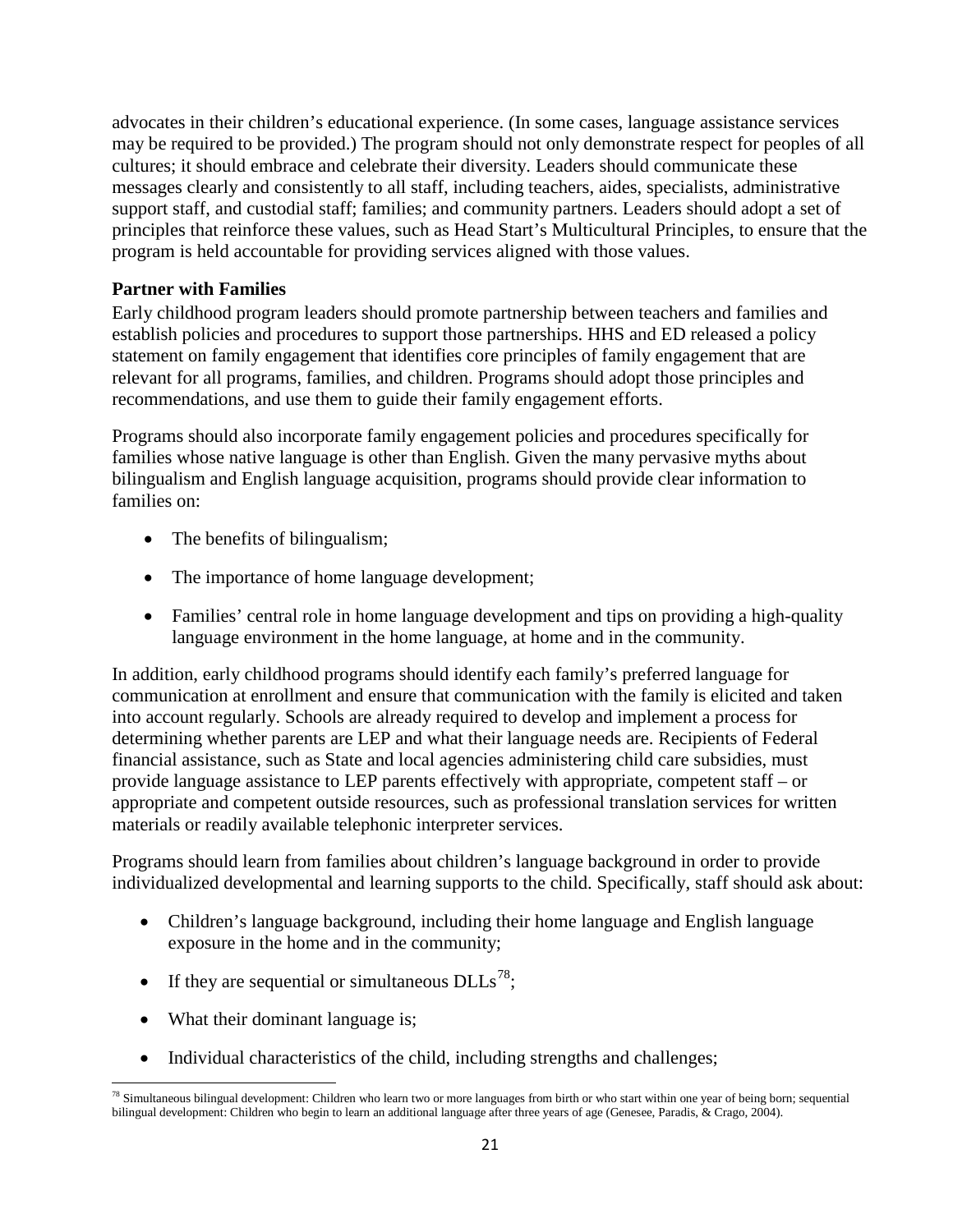advocates in their children's educational experience. (In some cases, language assistance services may be required to be provided.) The program should not only demonstrate respect for peoples of all cultures; it should embrace and celebrate their diversity. Leaders should communicate these messages clearly and consistently to all staff, including teachers, aides, specialists, administrative support staff, and custodial staff; families; and community partners. Leaders should adopt a set of principles that reinforce these values, such as Head Start's Multicultural Principles, to ensure that the program is held accountable for providing services aligned with those values.

**Partner with Families**

Early childhood program leaders should promote partnership between teachers and families and establish policies and procedures to support those partnerships. HHS and ED released a policy statement on family engagement that identifies core principles of family engagement that are relevant for all programs, families, and children. Programs should adopt those principles and recommendations, and use them to guide their family engagement efforts.

Programs should also incorporate family engagement policies and procedures specifically for families whose native language is other than English. Given the many pervasive myths about bilingualism and English language acquisition, programs should provide clear information to families on:

- The benefits of bilingualism;
- The importance of home language development;
- Families' central role in home language development and tips on providing a high-quality language environment in the home language, at home and in the community.

In addition, early childhood programs should identify each family's preferred language for communication at enrollment and ensure that communication with the family is elicited and taken into account regularly. Schools are already required to develop and implement a process for determining whether parents are LEP and what their language needs are. Recipients of Federal financial assistance, such as State and local agencies administering child care subsidies, must provide language assistance to LEP parents effectively with appropriate, competent staff – or appropriate and competent outside resources, such as professional translation services for written materials or readily available telephonic interpreter services.

Programs should learn from families about children's language background in order to provide individualized developmental and learning supports to the child. Specifically, staff should ask about:

- Children's language background, including their home language and English language exposure in the home and in the community;
- If they are sequential or simultaneous DLLs[78];
- What their dominant language is;
- Individual characteristics of the child, including strengths and challenges;

[78] Simultaneous bilingual development: Children who learn two or more languages from birth or who start within one year of being born; sequential bilingual development: Children who begin to learn an additional language after three years of age (Genesee, Paradis, & Crago, 2004).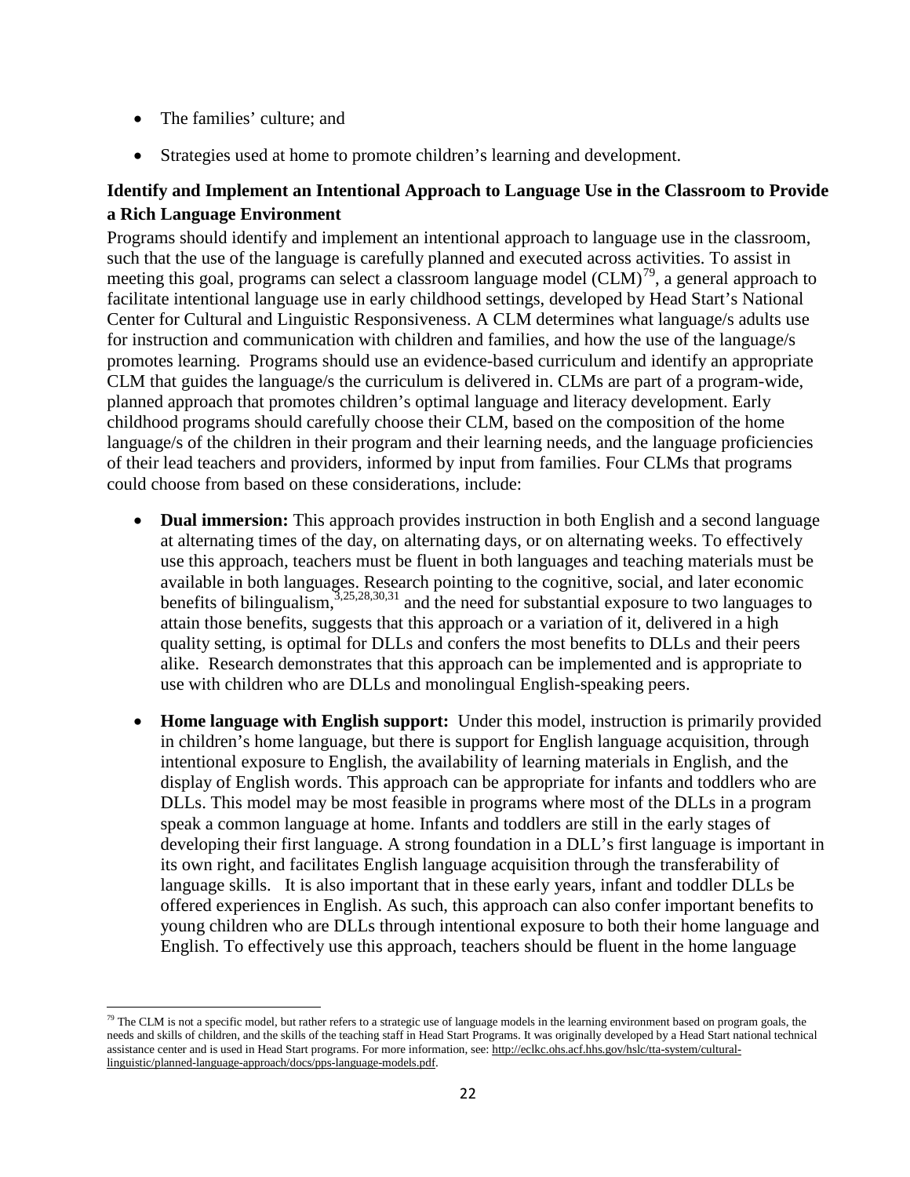- The families' culture; and
- Strategies used at home to promote children's learning and development.

### Identify and Implement an Intentional Approach to Language Use in the Classroom to Provide a Rich Language Environment

Programs should identify and implement an intentional approach to language use in the classroom, such that the use of the language is carefully planned and executed across activities. To assist in meeting this goal, programs can select a classroom language model (CLM)[79], a general approach to facilitate intentional language use in early childhood settings, developed by Head Start's National Center for Cultural and Linguistic Responsiveness. A CLM determines what language/s adults use for instruction and communication with children and families, and how the use of the language/s promotes learning. Programs should use an evidence-based curriculum and identify an appropriate CLM that guides the language/s the curriculum is delivered in. CLMs are part of a program-wide, planned approach that promotes children's optimal language and literacy development. Early childhood programs should carefully choose their CLM, based on the composition of the home language/s of the children in their program and their learning needs, and the language proficiencies of their lead teachers and providers, informed by input from families. Four CLMs that programs could choose from based on these considerations, include:

- **Dual immersion:** This approach provides instruction in both English and a second language at alternating times of the day, on alternating days, or on alternating weeks. To effectively use this approach, teachers must be fluent in both languages and teaching materials must be available in both languages. Research pointing to the cognitive, social, and later economic benefits of bilingualism,[3,25,28,30,31] and the need for substantial exposure to two languages to attain those benefits, suggests that this approach or a variation of it, delivered in a high quality setting, is optimal for DLLs and confers the most benefits to DLLs and their peers alike. Research demonstrates that this approach can be implemented and is appropriate to use with children who are DLLs and monolingual English-speaking peers.

- **Home language with English support:** Under this model, instruction is primarily provided in children's home language, but there is support for English language acquisition, through intentional exposure to English, the availability of learning materials in English, and the display of English words. This approach can be appropriate for infants and toddlers who are DLLs. This model may be most feasible in programs where most of the DLLs in a program speak a common language at home. Infants and toddlers are still in the early stages of developing their first language. A strong foundation in a DLL's first language is important in its own right, and facilitates English language acquisition through the transferability of language skills. It is also important that in these early years, infant and toddler DLLs be offered experiences in English. As such, this approach can also confer important benefits to young children who are DLLs through intentional exposure to both their home language and English. To effectively use this approach, teachers should be fluent in the home language

[79] The CLM is not a specific model, but rather refers to a strategic use of language models in the learning environment based on program goals, the needs and skills of children, and the skills of the teaching staff in Head Start Programs. It was originally developed by a Head Start national technical assistance center and is used in Head Start programs. For more information, see: http://eclkc.ohs.acf.hhs.gov/hslc/tta-system/cultural-linguistic/planned-language-approach/docs/pps-language-models.pdf.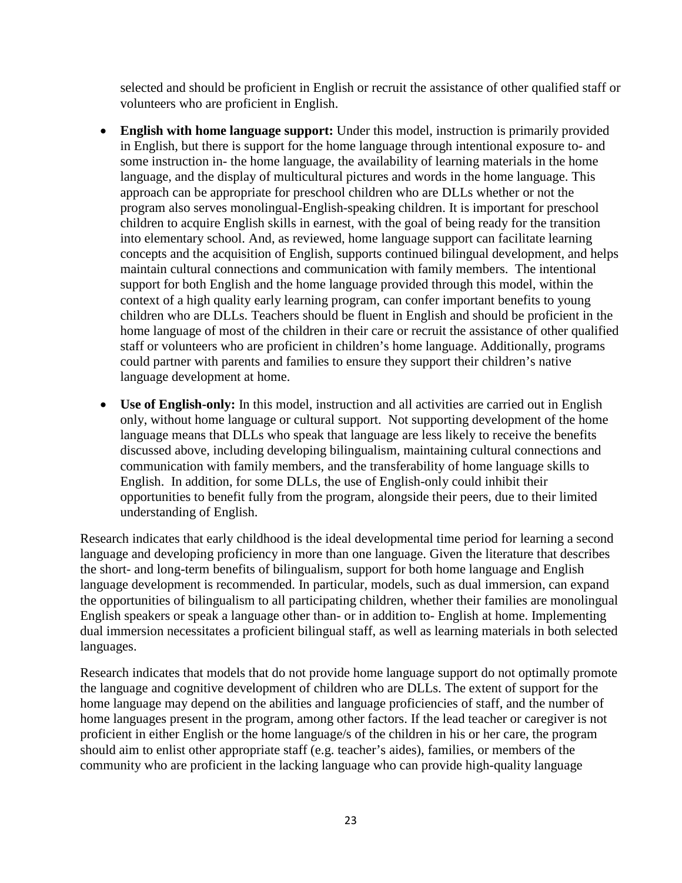selected and should be proficient in English or recruit the assistance of other qualified staff or volunteers who are proficient in English.

- **English with home language support:** Under this model, instruction is primarily provided in English, but there is support for the home language through intentional exposure to- and some instruction in- the home language, the availability of learning materials in the home language, and the display of multicultural pictures and words in the home language. This approach can be appropriate for preschool children who are DLLs whether or not the program also serves monolingual-English-speaking children. It is important for preschool children to acquire English skills in earnest, with the goal of being ready for the transition into elementary school. And, as reviewed, home language support can facilitate learning concepts and the acquisition of English, supports continued bilingual development, and helps maintain cultural connections and communication with family members. The intentional support for both English and the home language provided through this model, within the context of a high quality early learning program, can confer important benefits to young children who are DLLs. Teachers should be fluent in English and should be proficient in the home language of most of the children in their care or recruit the assistance of other qualified staff or volunteers who are proficient in children's home language. Additionally, programs could partner with parents and families to ensure they support their children's native language development at home.

- **Use of English-only:** In this model, instruction and all activities are carried out in English only, without home language or cultural support. Not supporting development of the home language means that DLLs who speak that language are less likely to receive the benefits discussed above, including developing bilingualism, maintaining cultural connections and communication with family members, and the transferability of home language skills to English. In addition, for some DLLs, the use of English-only could inhibit their opportunities to benefit fully from the program, alongside their peers, due to their limited understanding of English.

Research indicates that early childhood is the ideal developmental time period for learning a second language and developing proficiency in more than one language. Given the literature that describes the short- and long-term benefits of bilingualism, support for both home language and English language development is recommended. In particular, models, such as dual immersion, can expand the opportunities of bilingualism to all participating children, whether their families are monolingual English speakers or speak a language other than- or in addition to- English at home. Implementing dual immersion necessitates a proficient bilingual staff, as well as learning materials in both selected languages.

Research indicates that models that do not provide home language support do not optimally promote the language and cognitive development of children who are DLLs. The extent of support for the home language may depend on the abilities and language proficiencies of staff, and the number of home languages present in the program, among other factors. If the lead teacher or caregiver is not proficient in either English or the home language/s of the children in his or her care, the program should aim to enlist other appropriate staff (e.g. teacher's aides), families, or members of the community who are proficient in the lacking language who can provide high-quality language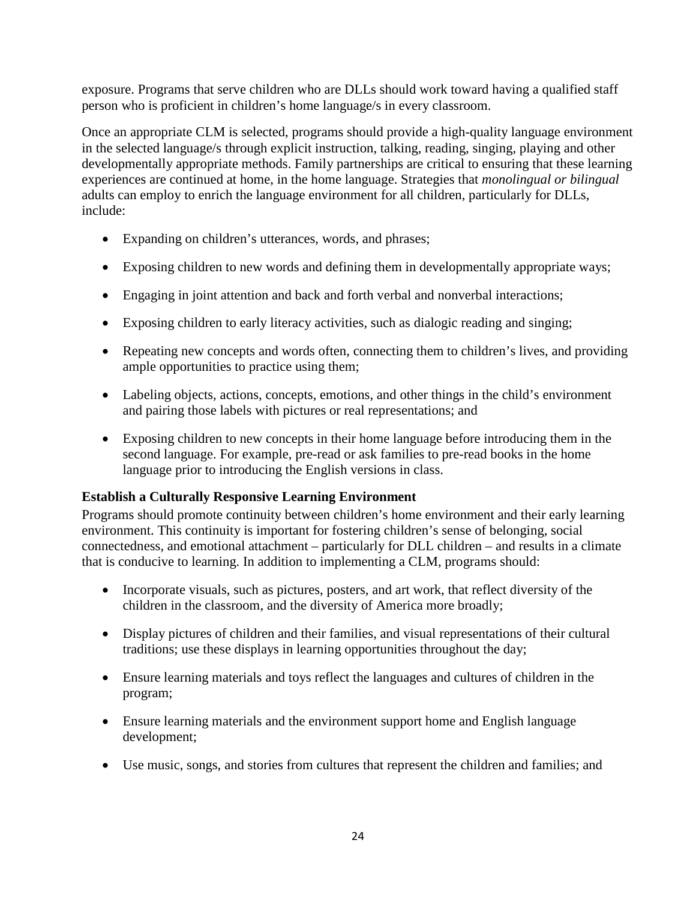exposure. Programs that serve children who are DLLs should work toward having a qualified staff person who is proficient in children's home language/s in every classroom.

Once an appropriate CLM is selected, programs should provide a high-quality language environment in the selected language/s through explicit instruction, talking, reading, singing, playing and other developmentally appropriate methods. Family partnerships are critical to ensuring that these learning experiences are continued at home, in the home language. Strategies that *monolingual or bilingual* adults can employ to enrich the language environment for all children, particularly for DLLs, include:

- Expanding on children's utterances, words, and phrases;
- Exposing children to new words and defining them in developmentally appropriate ways;
- Engaging in joint attention and back and forth verbal and nonverbal interactions;
- Exposing children to early literacy activities, such as dialogic reading and singing;
- Repeating new concepts and words often, connecting them to children's lives, and providing ample opportunities to practice using them;
- Labeling objects, actions, concepts, emotions, and other things in the child's environment and pairing those labels with pictures or real representations; and
- Exposing children to new concepts in their home language before introducing them in the second language. For example, pre-read or ask families to pre-read books in the home language prior to introducing the English versions in class.

### Establish a Culturally Responsive Learning Environment

Programs should promote continuity between children's home environment and their early learning environment. This continuity is important for fostering children's sense of belonging, social connectedness, and emotional attachment – particularly for DLL children – and results in a climate that is conducive to learning. In addition to implementing a CLM, programs should:

- Incorporate visuals, such as pictures, posters, and art work, that reflect diversity of the children in the classroom, and the diversity of America more broadly;
- Display pictures of children and their families, and visual representations of their cultural traditions; use these displays in learning opportunities throughout the day;
- Ensure learning materials and toys reflect the languages and cultures of children in the program;
- Ensure learning materials and the environment support home and English language development;
- Use music, songs, and stories from cultures that represent the children and families; and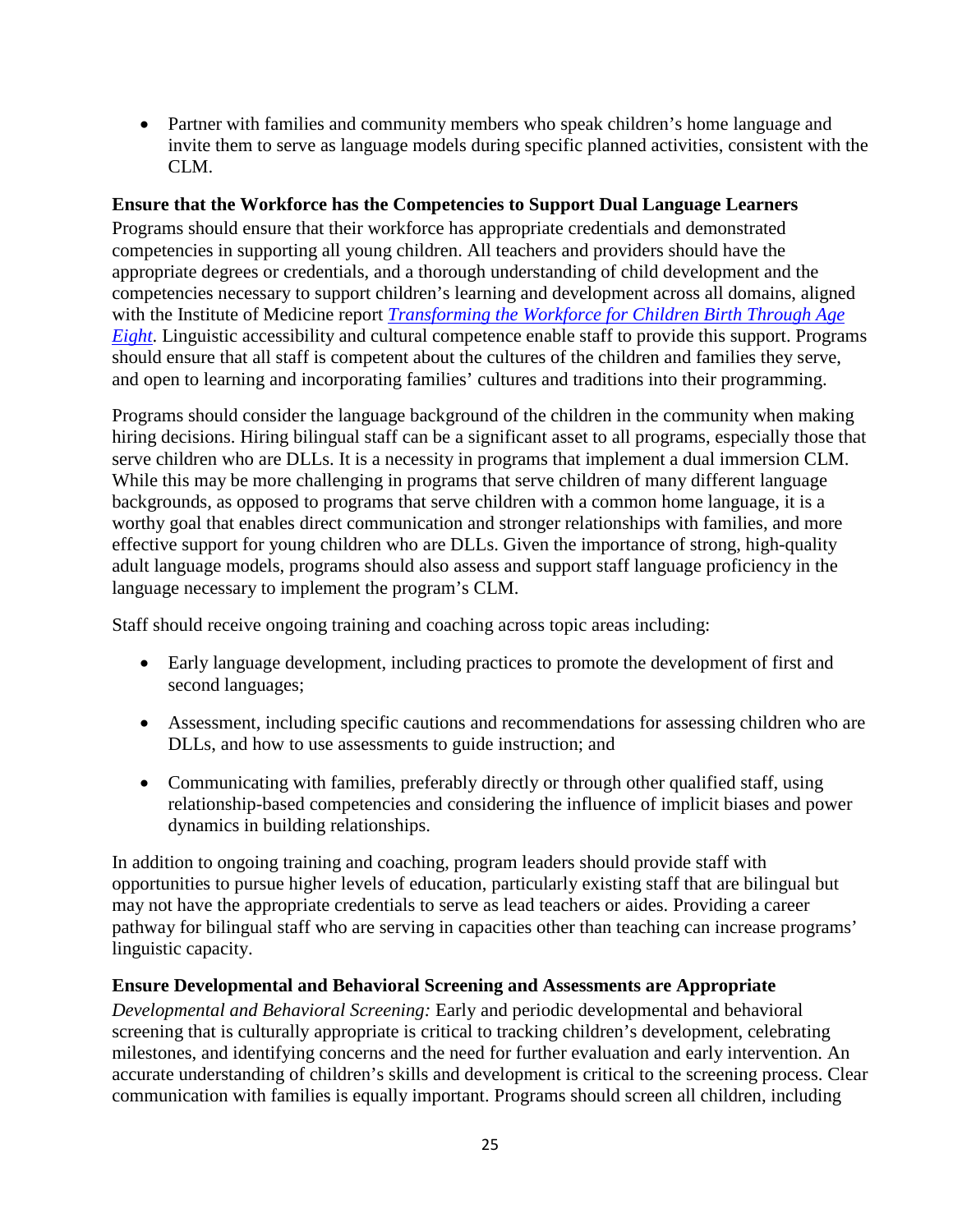- Partner with families and community members who speak children's home language and invite them to serve as language models during specific planned activities, consistent with the CLM.

### Ensure that the Workforce has the Competencies to Support Dual Language Learners

Programs should ensure that their workforce has appropriate credentials and demonstrated competencies in supporting all young children. All teachers and providers should have the appropriate degrees or credentials, and a thorough understanding of child development and the competencies necessary to support children's learning and development across all domains, aligned with the Institute of Medicine report [*Transforming the Workforce for Children Birth Through Age Eight*](). Linguistic accessibility and cultural competence enable staff to provide this support. Programs should ensure that all staff is competent about the cultures of the children and families they serve, and open to learning and incorporating families' cultures and traditions into their programming.

Programs should consider the language background of the children in the community when making hiring decisions. Hiring bilingual staff can be a significant asset to all programs, especially those that serve children who are DLLs. It is a necessity in programs that implement a dual immersion CLM. While this may be more challenging in programs that serve children of many different language backgrounds, as opposed to programs that serve children with a common home language, it is a worthy goal that enables direct communication and stronger relationships with families, and more effective support for young children who are DLLs. Given the importance of strong, high-quality adult language models, programs should also assess and support staff language proficiency in the language necessary to implement the program's CLM.

Staff should receive ongoing training and coaching across topic areas including:

- Early language development, including practices to promote the development of first and second languages;
- Assessment, including specific cautions and recommendations for assessing children who are DLLs, and how to use assessments to guide instruction; and
- Communicating with families, preferably directly or through other qualified staff, using relationship-based competencies and considering the influence of implicit biases and power dynamics in building relationships.

In addition to ongoing training and coaching, program leaders should provide staff with opportunities to pursue higher levels of education, particularly existing staff that are bilingual but may not have the appropriate credentials to serve as lead teachers or aides. Providing a career pathway for bilingual staff who are serving in capacities other than teaching can increase programs' linguistic capacity.

### Ensure Developmental and Behavioral Screening and Assessments are Appropriate

*Developmental and Behavioral Screening:* Early and periodic developmental and behavioral screening that is culturally appropriate is critical to tracking children's development, celebrating milestones, and identifying concerns and the need for further evaluation and early intervention. An accurate understanding of children's skills and development is critical to the screening process. Clear communication with families is equally important. Programs should screen all children, including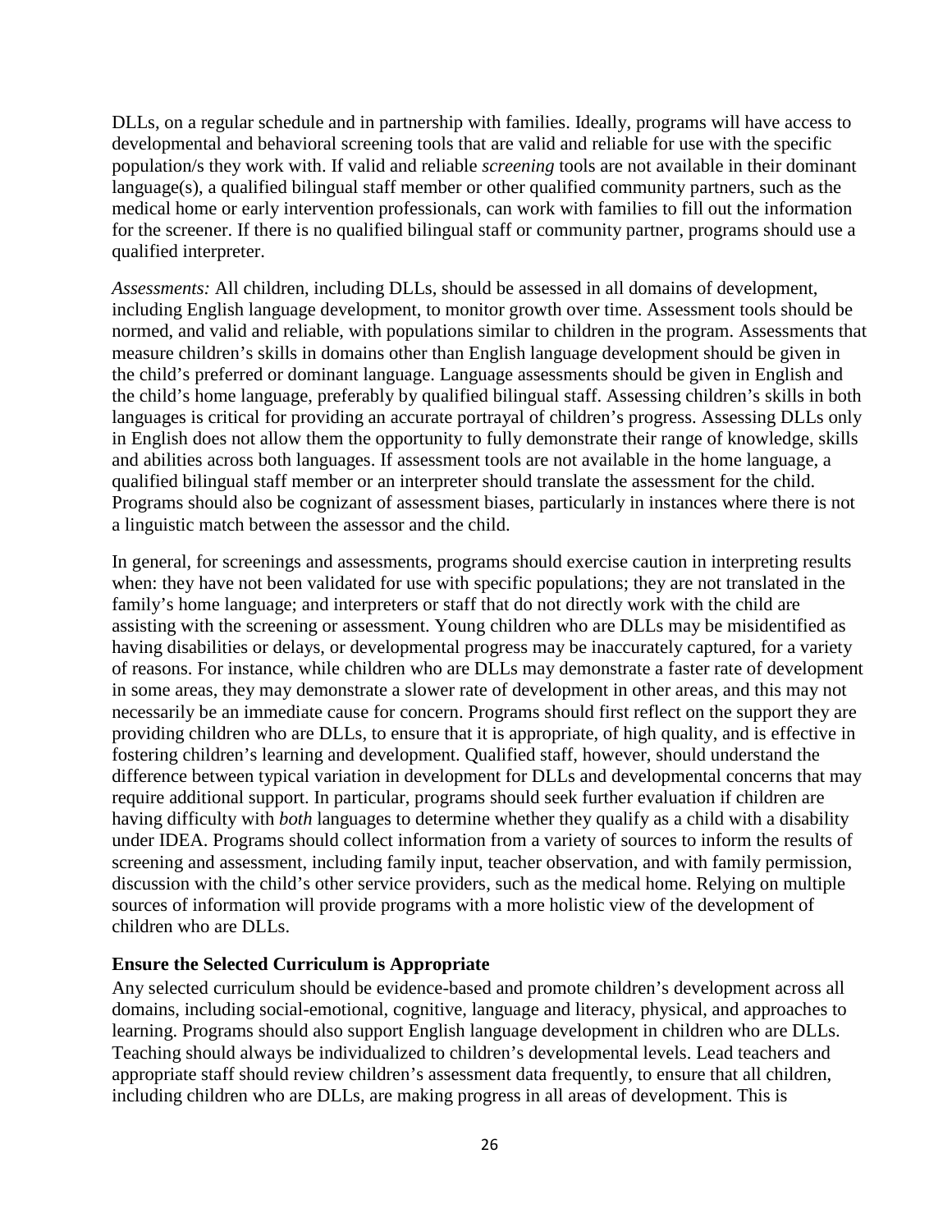DLLs, on a regular schedule and in partnership with families. Ideally, programs will have access to developmental and behavioral screening tools that are valid and reliable for use with the specific population/s they work with. If valid and reliable *screening* tools are not available in their dominant language(s), a qualified bilingual staff member or other qualified community partners, such as the medical home or early intervention professionals, can work with families to fill out the information for the screener. If there is no qualified bilingual staff or community partner, programs should use a qualified interpreter.

*Assessments:* All children, including DLLs, should be assessed in all domains of development, including English language development, to monitor growth over time. Assessment tools should be normed, and valid and reliable, with populations similar to children in the program. Assessments that measure children's skills in domains other than English language development should be given in the child's preferred or dominant language. Language assessments should be given in English and the child's home language, preferably by qualified bilingual staff. Assessing children's skills in both languages is critical for providing an accurate portrayal of children's progress. Assessing DLLs only in English does not allow them the opportunity to fully demonstrate their range of knowledge, skills and abilities across both languages. If assessment tools are not available in the home language, a qualified bilingual staff member or an interpreter should translate the assessment for the child. Programs should also be cognizant of assessment biases, particularly in instances where there is not a linguistic match between the assessor and the child.

In general, for screenings and assessments, programs should exercise caution in interpreting results when: they have not been validated for use with specific populations; they are not translated in the family's home language; and interpreters or staff that do not directly work with the child are assisting with the screening or assessment. Young children who are DLLs may be misidentified as having disabilities or delays, or developmental progress may be inaccurately captured, for a variety of reasons. For instance, while children who are DLLs may demonstrate a faster rate of development in some areas, they may demonstrate a slower rate of development in other areas, and this may not necessarily be an immediate cause for concern. Programs should first reflect on the support they are providing children who are DLLs, to ensure that it is appropriate, of high quality, and is effective in fostering children's learning and development. Qualified staff, however, should understand the difference between typical variation in development for DLLs and developmental concerns that may require additional support. In particular, programs should seek further evaluation if children are having difficulty with *both* languages to determine whether they qualify as a child with a disability under IDEA. Programs should collect information from a variety of sources to inform the results of screening and assessment, including family input, teacher observation, and with family permission, discussion with the child's other service providers, such as the medical home. Relying on multiple sources of information will provide programs with a more holistic view of the development of children who are DLLs.

**Ensure the Selected Curriculum is Appropriate**

Any selected curriculum should be evidence-based and promote children's development across all domains, including social-emotional, cognitive, language and literacy, physical, and approaches to learning. Programs should also support English language development in children who are DLLs. Teaching should always be individualized to children's developmental levels. Lead teachers and appropriate staff should review children's assessment data frequently, to ensure that all children, including children who are DLLs, are making progress in all areas of development. This is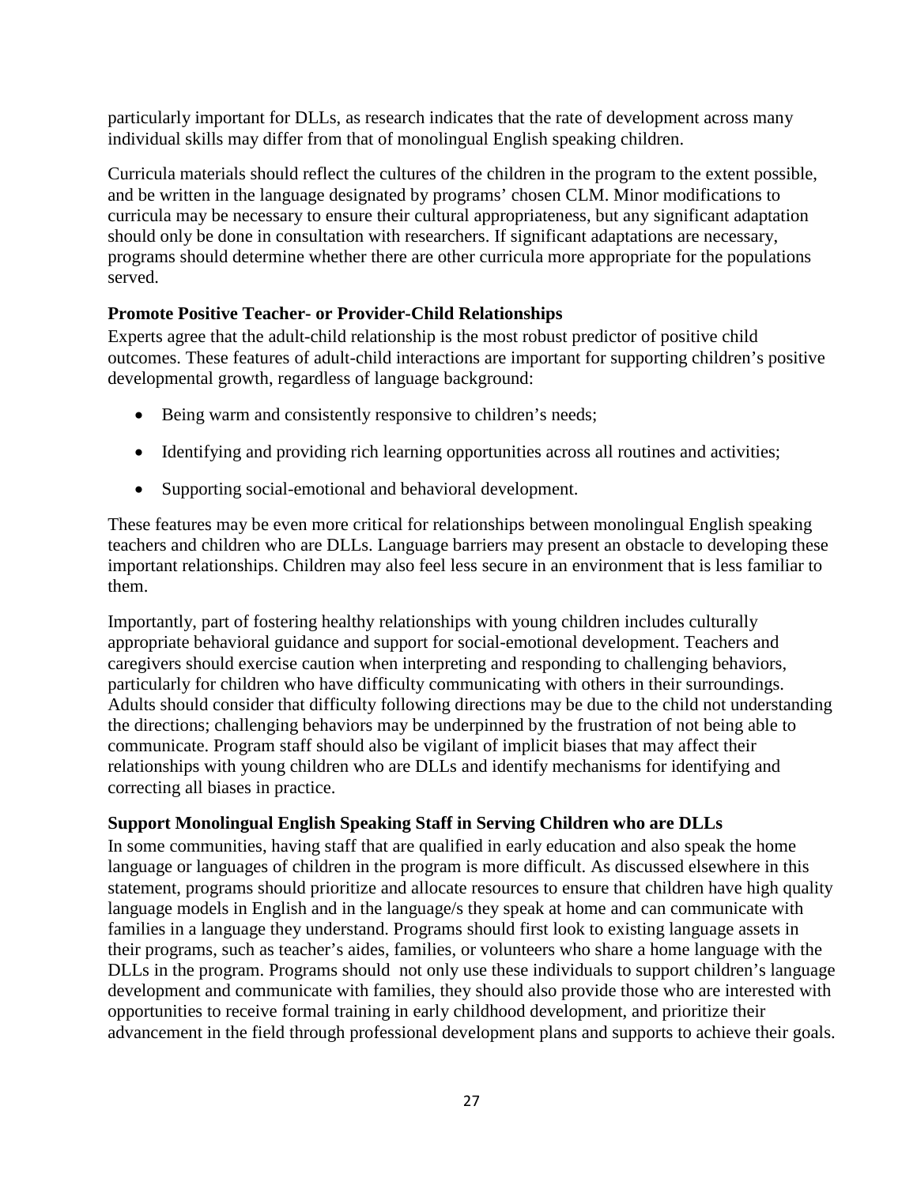particularly important for DLLs, as research indicates that the rate of development across many individual skills may differ from that of monolingual English speaking children.

Curricula materials should reflect the cultures of the children in the program to the extent possible, and be written in the language designated by programs' chosen CLM. Minor modifications to curricula may be necessary to ensure their cultural appropriateness, but any significant adaptation should only be done in consultation with researchers. If significant adaptations are necessary, programs should determine whether there are other curricula more appropriate for the populations served.

### Promote Positive Teacher- or Provider-Child Relationships

Experts agree that the adult-child relationship is the most robust predictor of positive child outcomes. These features of adult-child interactions are important for supporting children's positive developmental growth, regardless of language background:

- Being warm and consistently responsive to children's needs;
- Identifying and providing rich learning opportunities across all routines and activities;
- Supporting social-emotional and behavioral development.

These features may be even more critical for relationships between monolingual English speaking teachers and children who are DLLs. Language barriers may present an obstacle to developing these important relationships. Children may also feel less secure in an environment that is less familiar to them.

Importantly, part of fostering healthy relationships with young children includes culturally appropriate behavioral guidance and support for social-emotional development. Teachers and caregivers should exercise caution when interpreting and responding to challenging behaviors, particularly for children who have difficulty communicating with others in their surroundings. Adults should consider that difficulty following directions may be due to the child not understanding the directions; challenging behaviors may be underpinned by the frustration of not being able to communicate. Program staff should also be vigilant of implicit biases that may affect their relationships with young children who are DLLs and identify mechanisms for identifying and correcting all biases in practice.

### Support Monolingual English Speaking Staff in Serving Children who are DLLs

In some communities, having staff that are qualified in early education and also speak the home language or languages of children in the program is more difficult. As discussed elsewhere in this statement, programs should prioritize and allocate resources to ensure that children have high quality language models in English and in the language/s they speak at home and can communicate with families in a language they understand. Programs should first look to existing language assets in their programs, such as teacher's aides, families, or volunteers who share a home language with the DLLs in the program. Programs should not only use these individuals to support children's language development and communicate with families, they should also provide those who are interested with opportunities to receive formal training in early childhood development, and prioritize their advancement in the field through professional development plans and supports to achieve their goals.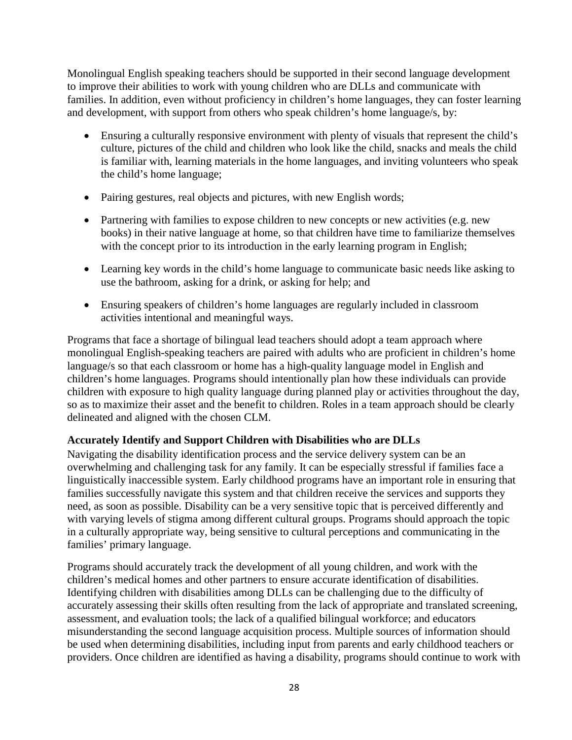Monolingual English speaking teachers should be supported in their second language development to improve their abilities to work with young children who are DLLs and communicate with families. In addition, even without proficiency in children's home languages, they can foster learning and development, with support from others who speak children's home language/s, by:

- Ensuring a culturally responsive environment with plenty of visuals that represent the child's culture, pictures of the child and children who look like the child, snacks and meals the child is familiar with, learning materials in the home languages, and inviting volunteers who speak the child's home language;
- Pairing gestures, real objects and pictures, with new English words;
- Partnering with families to expose children to new concepts or new activities (e.g. new books) in their native language at home, so that children have time to familiarize themselves with the concept prior to its introduction in the early learning program in English;
- Learning key words in the child's home language to communicate basic needs like asking to use the bathroom, asking for a drink, or asking for help; and
- Ensuring speakers of children's home languages are regularly included in classroom activities intentional and meaningful ways.

Programs that face a shortage of bilingual lead teachers should adopt a team approach where monolingual English-speaking teachers are paired with adults who are proficient in children's home language/s so that each classroom or home has a high-quality language model in English and children's home languages. Programs should intentionally plan how these individuals can provide children with exposure to high quality language during planned play or activities throughout the day, so as to maximize their asset and the benefit to children. Roles in a team approach should be clearly delineated and aligned with the chosen CLM.

**Accurately Identify and Support Children with Disabilities who are DLLs**

Navigating the disability identification process and the service delivery system can be an overwhelming and challenging task for any family. It can be especially stressful if families face a linguistically inaccessible system. Early childhood programs have an important role in ensuring that families successfully navigate this system and that children receive the services and supports they need, as soon as possible. Disability can be a very sensitive topic that is perceived differently and with varying levels of stigma among different cultural groups. Programs should approach the topic in a culturally appropriate way, being sensitive to cultural perceptions and communicating in the families' primary language.

Programs should accurately track the development of all young children, and work with the children's medical homes and other partners to ensure accurate identification of disabilities. Identifying children with disabilities among DLLs can be challenging due to the difficulty of accurately assessing their skills often resulting from the lack of appropriate and translated screening, assessment, and evaluation tools; the lack of a qualified bilingual workforce; and educators misunderstanding the second language acquisition process. Multiple sources of information should be used when determining disabilities, including input from parents and early childhood teachers or providers. Once children are identified as having a disability, programs should continue to work with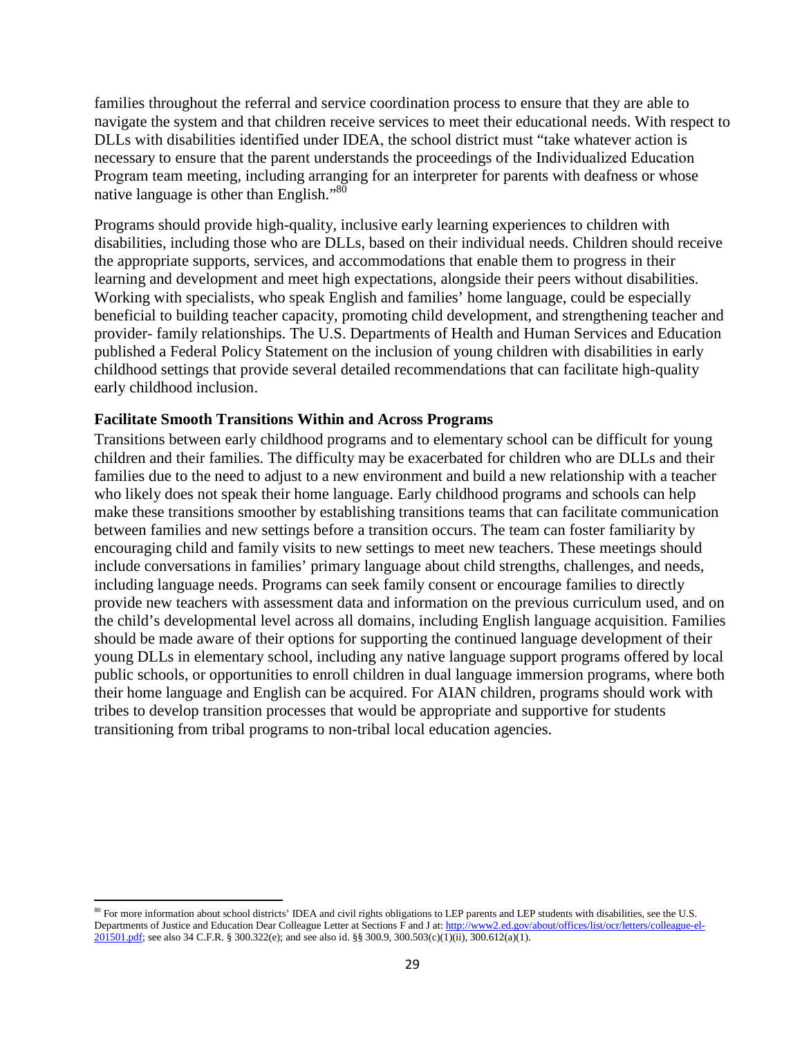families throughout the referral and service coordination process to ensure that they are able to navigate the system and that children receive services to meet their educational needs. With respect to DLLs with disabilities identified under IDEA, the school district must "take whatever action is necessary to ensure that the parent understands the proceedings of the Individualized Education Program team meeting, including arranging for an interpreter for parents with deafness or whose native language is other than English."[80]

Programs should provide high-quality, inclusive early learning experiences to children with disabilities, including those who are DLLs, based on their individual needs. Children should receive the appropriate supports, services, and accommodations that enable them to progress in their learning and development and meet high expectations, alongside their peers without disabilities. Working with specialists, who speak English and families' home language, could be especially beneficial to building teacher capacity, promoting child development, and strengthening teacher and provider- family relationships. The U.S. Departments of Health and Human Services and Education published a Federal Policy Statement on the inclusion of young children with disabilities in early childhood settings that provide several detailed recommendations that can facilitate high-quality early childhood inclusion.

**Facilitate Smooth Transitions Within and Across Programs**

Transitions between early childhood programs and to elementary school can be difficult for young children and their families. The difficulty may be exacerbated for children who are DLLs and their families due to the need to adjust to a new environment and build a new relationship with a teacher who likely does not speak their home language. Early childhood programs and schools can help make these transitions smoother by establishing transitions teams that can facilitate communication between families and new settings before a transition occurs. The team can foster familiarity by encouraging child and family visits to new settings to meet new teachers. These meetings should include conversations in families' primary language about child strengths, challenges, and needs, including language needs. Programs can seek family consent or encourage families to directly provide new teachers with assessment data and information on the previous curriculum used, and on the child's developmental level across all domains, including English language acquisition. Families should be made aware of their options for supporting the continued language development of their young DLLs in elementary school, including any native language support programs offered by local public schools, or opportunities to enroll children in dual language immersion programs, where both their home language and English can be acquired. For AIAN children, programs should work with tribes to develop transition processes that would be appropriate and supportive for students transitioning from tribal programs to non-tribal local education agencies.

---

[80] For more information about school districts' IDEA and civil rights obligations to LEP parents and LEP students with disabilities, see the U.S. Departments of Justice and Education Dear Colleague Letter at Sections F and J at: http://www2.ed.gov/about/offices/list/ocr/letters/colleague-el-201501.pdf; see also 34 C.F.R. § 300.322(e); and see also id. §§ 300.9, 300.503(c)(1)(ii), 300.612(a)(1).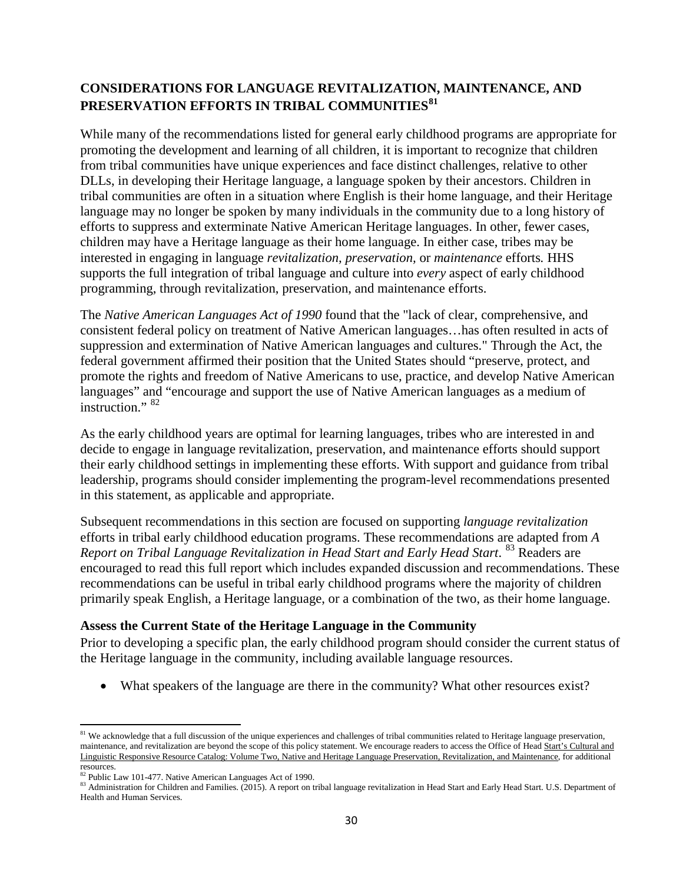## CONSIDERATIONS FOR LANGUAGE REVITALIZATION, MAINTENANCE, AND PRESERVATION EFFORTS IN TRIBAL COMMUNITIES[81]

While many of the recommendations listed for general early childhood programs are appropriate for promoting the development and learning of all children, it is important to recognize that children from tribal communities have unique experiences and face distinct challenges, relative to other DLLs, in developing their Heritage language, a language spoken by their ancestors. Children in tribal communities are often in a situation where English is their home language, and their Heritage language may no longer be spoken by many individuals in the community due to a long history of efforts to suppress and exterminate Native American Heritage languages. In other, fewer cases, children may have a Heritage language as their home language. In either case, tribes may be interested in engaging in language *revitalization*, *preservation,* or *maintenance* efforts*.* HHS supports the full integration of tribal language and culture into *every* aspect of early childhood programming, through revitalization, preservation, and maintenance efforts.

The *Native American Languages Act of 1990* found that the "lack of clear, comprehensive, and consistent federal policy on treatment of Native American languages…has often resulted in acts of suppression and extermination of Native American languages and cultures." Through the Act, the federal government affirmed their position that the United States should "preserve, protect, and promote the rights and freedom of Native Americans to use, practice, and develop Native American languages" and "encourage and support the use of Native American languages as a medium of instruction." [82]

As the early childhood years are optimal for learning languages, tribes who are interested in and decide to engage in language revitalization, preservation, and maintenance efforts should support their early childhood settings in implementing these efforts. With support and guidance from tribal leadership, programs should consider implementing the program-level recommendations presented in this statement, as applicable and appropriate.

Subsequent recommendations in this section are focused on supporting *language revitalization* efforts in tribal early childhood education programs. These recommendations are adapted from *A Report on Tribal Language Revitalization in Head Start and Early Head Start*. [83] Readers are encouraged to read this full report which includes expanded discussion and recommendations. These recommendations can be useful in tribal early childhood programs where the majority of children primarily speak English, a Heritage language, or a combination of the two, as their home language.

### Assess the Current State of the Heritage Language in the Community

Prior to developing a specific plan, the early childhood program should consider the current status of the Heritage language in the community, including available language resources.

- What speakers of the language are there in the community? What other resources exist?

---

[81] We acknowledge that a full discussion of the unique experiences and challenges of tribal communities related to Heritage language preservation, maintenance, and revitalization are beyond the scope of this policy statement. We encourage readers to access the Office of Head Start's Cultural and Linguistic Responsive Resource Catalog: Volume Two, Native and Heritage Language Preservation, Revitalization, and Maintenance, for additional resources.

[82] Public Law 101-477. Native American Languages Act of 1990.

[83] Administration for Children and Families. (2015). A report on tribal language revitalization in Head Start and Early Head Start. U.S. Department of Health and Human Services.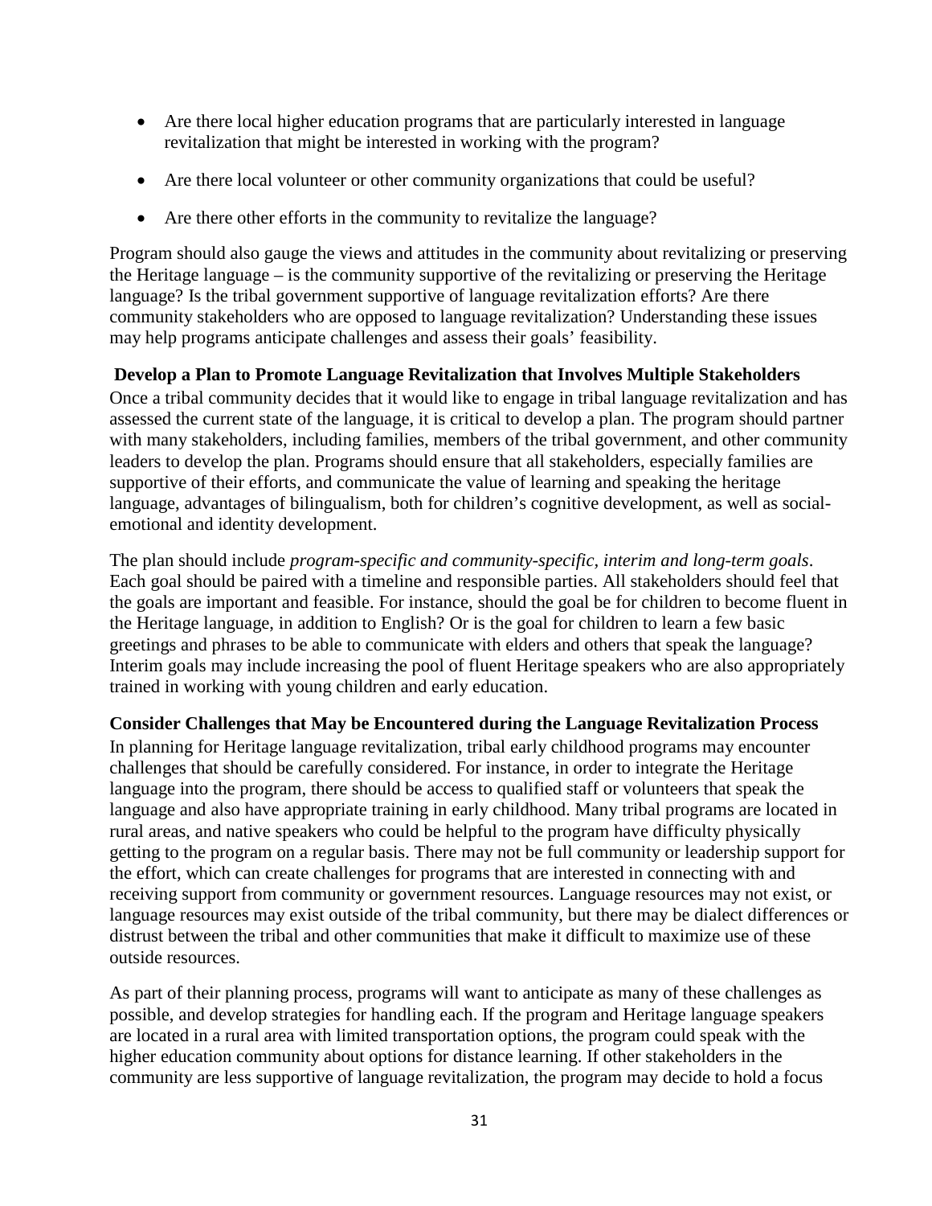- Are there local higher education programs that are particularly interested in language revitalization that might be interested in working with the program?
- Are there local volunteer or other community organizations that could be useful?
- Are there other efforts in the community to revitalize the language?

Program should also gauge the views and attitudes in the community about revitalizing or preserving the Heritage language – is the community supportive of the revitalizing or preserving the Heritage language? Is the tribal government supportive of language revitalization efforts? Are there community stakeholders who are opposed to language revitalization? Understanding these issues may help programs anticipate challenges and assess their goals' feasibility.

**Develop a Plan to Promote Language Revitalization that Involves Multiple Stakeholders**

Once a tribal community decides that it would like to engage in tribal language revitalization and has assessed the current state of the language, it is critical to develop a plan. The program should partner with many stakeholders, including families, members of the tribal government, and other community leaders to develop the plan. Programs should ensure that all stakeholders, especially families are supportive of their efforts, and communicate the value of learning and speaking the heritage language, advantages of bilingualism, both for children's cognitive development, as well as social-emotional and identity development.

The plan should include *program-specific and community-specific, interim and long-term goals*. Each goal should be paired with a timeline and responsible parties. All stakeholders should feel that the goals are important and feasible. For instance, should the goal be for children to become fluent in the Heritage language, in addition to English? Or is the goal for children to learn a few basic greetings and phrases to be able to communicate with elders and others that speak the language? Interim goals may include increasing the pool of fluent Heritage speakers who are also appropriately trained in working with young children and early education.

**Consider Challenges that May be Encountered during the Language Revitalization Process**

In planning for Heritage language revitalization, tribal early childhood programs may encounter challenges that should be carefully considered. For instance, in order to integrate the Heritage language into the program, there should be access to qualified staff or volunteers that speak the language and also have appropriate training in early childhood. Many tribal programs are located in rural areas, and native speakers who could be helpful to the program have difficulty physically getting to the program on a regular basis. There may not be full community or leadership support for the effort, which can create challenges for programs that are interested in connecting with and receiving support from community or government resources. Language resources may not exist, or language resources may exist outside of the tribal community, but there may be dialect differences or distrust between the tribal and other communities that make it difficult to maximize use of these outside resources.

As part of their planning process, programs will want to anticipate as many of these challenges as possible, and develop strategies for handling each. If the program and Heritage language speakers are located in a rural area with limited transportation options, the program could speak with the higher education community about options for distance learning. If other stakeholders in the community are less supportive of language revitalization, the program may decide to hold a focus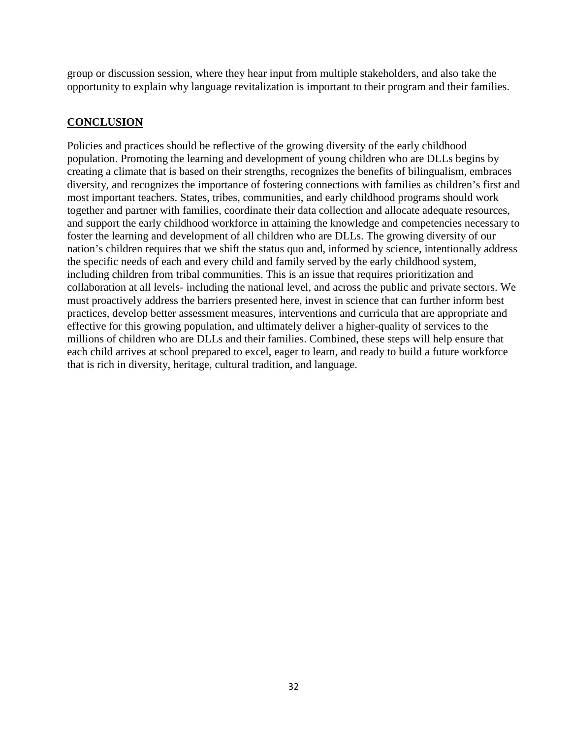group or discussion session, where they hear input from multiple stakeholders, and also take the opportunity to explain why language revitalization is important to their program and their families.

## CONCLUSION

Policies and practices should be reflective of the growing diversity of the early childhood population. Promoting the learning and development of young children who are DLLs begins by creating a climate that is based on their strengths, recognizes the benefits of bilingualism, embraces diversity, and recognizes the importance of fostering connections with families as children's first and most important teachers. States, tribes, communities, and early childhood programs should work together and partner with families, coordinate their data collection and allocate adequate resources, and support the early childhood workforce in attaining the knowledge and competencies necessary to foster the learning and development of all children who are DLLs. The growing diversity of our nation's children requires that we shift the status quo and, informed by science, intentionally address the specific needs of each and every child and family served by the early childhood system, including children from tribal communities. This is an issue that requires prioritization and collaboration at all levels- including the national level, and across the public and private sectors. We must proactively address the barriers presented here, invest in science that can further inform best practices, develop better assessment measures, interventions and curricula that are appropriate and effective for this growing population, and ultimately deliver a higher-quality of services to the millions of children who are DLLs and their families. Combined, these steps will help ensure that each child arrives at school prepared to excel, eager to learn, and ready to build a future workforce that is rich in diversity, heritage, cultural tradition, and language.